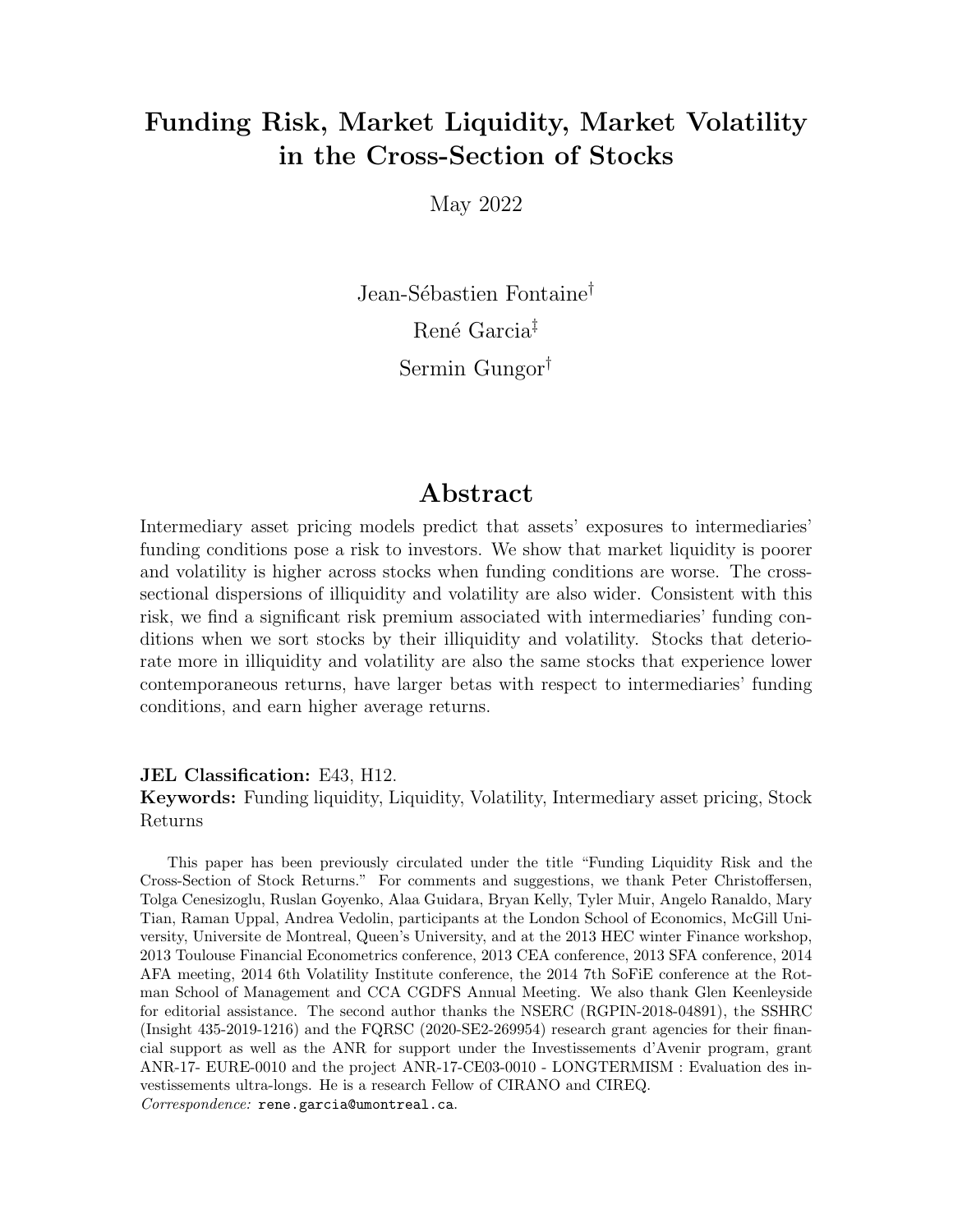# Funding Risk, Market Liquidity, Market Volatility in the Cross-Section of Stocks

May 2022

Jean-Sébastien Fontaine[†]

René Garcia[‡]

Sermin Gungor[†]

## Abstract

Intermediary asset pricing models predict that assets' exposures to intermediaries' funding conditions pose a risk to investors. We show that market liquidity is poorer and volatility is higher across stocks when funding conditions are worse. The cross-sectional dispersions of illiquidity and volatility are also wider. Consistent with this risk, we find a significant risk premium associated with intermediaries' funding conditions when we sort stocks by their illiquidity and volatility. Stocks that deteriorate more in illiquidity and volatility are also the same stocks that experience lower contemporaneous returns, have larger betas with respect to intermediaries' funding conditions, and earn higher average returns.

**JEL Classification:** E43, H12.

**Keywords:** Funding liquidity, Liquidity, Volatility, Intermediary asset pricing, Stock Returns

This paper has been previously circulated under the title "Funding Liquidity Risk and the Cross-Section of Stock Returns." For comments and suggestions, we thank Peter Christoffersen, Tolga Cenesizoglu, Ruslan Goyenko, Alaa Guidara, Bryan Kelly, Tyler Muir, Angelo Ranaldo, Mary Tian, Raman Uppal, Andrea Vedolin, participants at the London School of Economics, McGill University, Universite de Montreal, Queen's University, and at the 2013 HEC winter Finance workshop, 2013 Toulouse Financial Econometrics conference, 2013 CEA conference, 2013 SFA conference, 2014 AFA meeting, 2014 6th Volatility Institute conference, the 2014 7th SoFiE conference at the Rotman School of Management and CCA CGDFS Annual Meeting. We also thank Glen Keenleyside for editorial assistance. The second author thanks the NSERC (RGPIN-2018-04891), the SSHRC (Insight 435-2019-1216) and the FQRSC (2020-SE2-269954) research grant agencies for their financial support as well as the ANR for support under the Investissements d'Avenir program, grant ANR-17- EURE-0010 and the project ANR-17-CE03-0010 - LONGTERMISM : Evaluation des investissements ultra-longs. He is a research Fellow of CIRANO and CIREQ.

*Correspondence:* `rene.garcia@umontreal.ca`.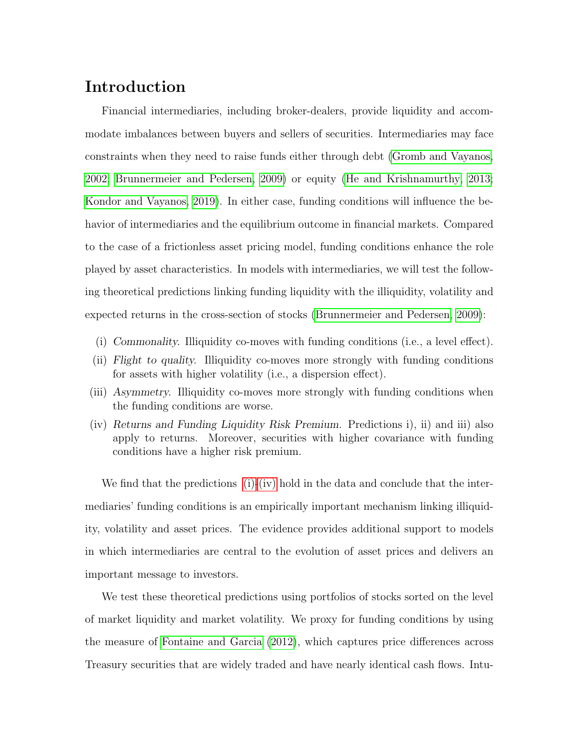# Introduction

Financial intermediaries, including broker-dealers, provide liquidity and accommodate imbalances between buyers and sellers of securities. Intermediaries may face constraints when they need to raise funds either through debt (Gromb and Vayanos, 2002; Brunnermeier and Pedersen, 2009) or equity (He and Krishnamurthy, 2013; Kondor and Vayanos, 2019). In either case, funding conditions will influence the behavior of intermediaries and the equilibrium outcome in financial markets. Compared to the case of a frictionless asset pricing model, funding conditions enhance the role played by asset characteristics. In models with intermediaries, we will test the following theoretical predictions linking funding liquidity with the illiquidity, volatility and expected returns in the cross-section of stocks (Brunnermeier and Pedersen, 2009):

(i) *Commonality*. Illiquidity co-moves with funding conditions (i.e., a level effect).

(ii) *Flight to quality*. Illiquidity co-moves more strongly with funding conditions for assets with higher volatility (i.e., a dispersion effect).

(iii) *Asymmetry*. Illiquidity co-moves more strongly with funding conditions when the funding conditions are worse.

(iv) *Returns and Funding Liquidity Risk Premium.* Predictions i), ii) and iii) also apply to returns. Moreover, securities with higher covariance with funding conditions have a higher risk premium.

We find that the predictions (i)-(iv) hold in the data and conclude that the intermediaries' funding conditions is an empirically important mechanism linking illiquidity, volatility and asset prices. The evidence provides additional support to models in which intermediaries are central to the evolution of asset prices and delivers an important message to investors.

We test these theoretical predictions using portfolios of stocks sorted on the level of market liquidity and market volatility. We proxy for funding conditions by using the measure of Fontaine and Garcia (2012), which captures price differences across Treasury securities that are widely traded and have nearly identical cash flows. Intu-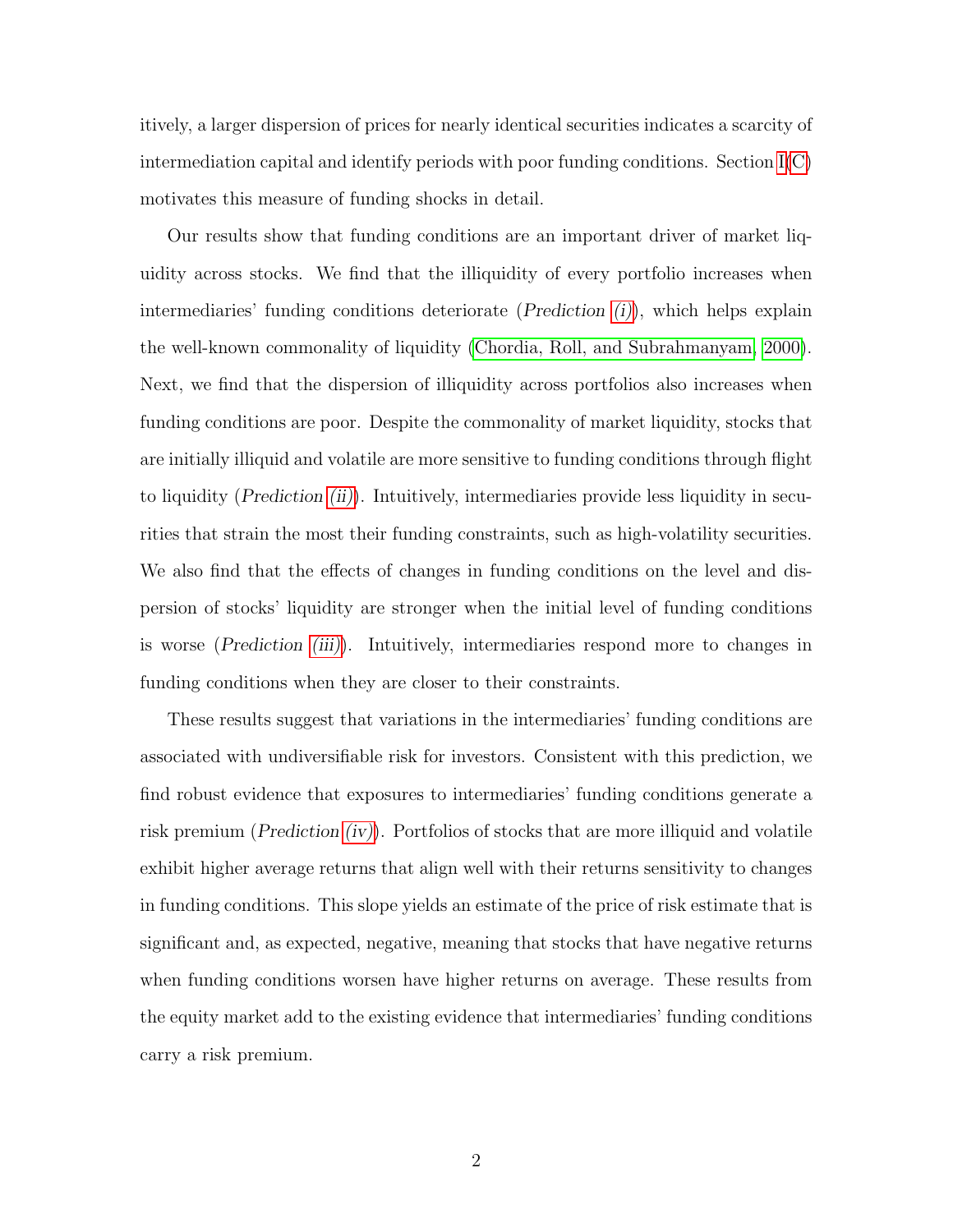itively, a larger dispersion of prices for nearly identical securities indicates a scarcity of intermediation capital and identify periods with poor funding conditions. Section I(C) motivates this measure of funding shocks in detail.

Our results show that funding conditions are an important driver of market liquidity across stocks. We find that the illiquidity of every portfolio increases when intermediaries' funding conditions deteriorate (*Prediction (i)*), which helps explain the well-known commonality of liquidity (Chordia, Roll, and Subrahmanyam, 2000). Next, we find that the dispersion of illiquidity across portfolios also increases when funding conditions are poor. Despite the commonality of market liquidity, stocks that are initially illiquid and volatile are more sensitive to funding conditions through flight to liquidity (*Prediction (ii)*). Intuitively, intermediaries provide less liquidity in securities that strain the most their funding constraints, such as high-volatility securities. We also find that the effects of changes in funding conditions on the level and dispersion of stocks' liquidity are stronger when the initial level of funding conditions is worse (*Prediction (iii)*). Intuitively, intermediaries respond more to changes in funding conditions when they are closer to their constraints.

These results suggest that variations in the intermediaries' funding conditions are associated with undiversifiable risk for investors. Consistent with this prediction, we find robust evidence that exposures to intermediaries' funding conditions generate a risk premium (*Prediction (iv)*). Portfolios of stocks that are more illiquid and volatile exhibit higher average returns that align well with their returns sensitivity to changes in funding conditions. This slope yields an estimate of the price of risk estimate that is significant and, as expected, negative, meaning that stocks that have negative returns when funding conditions worsen have higher returns on average. These results from the equity market add to the existing evidence that intermediaries' funding conditions carry a risk premium.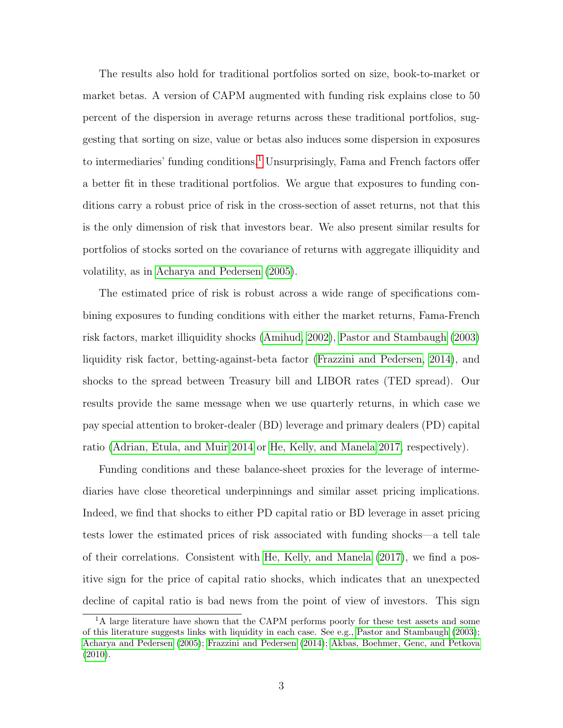The results also hold for traditional portfolios sorted on size, book-to-market or market betas. A version of CAPM augmented with funding risk explains close to 50 percent of the dispersion in average returns across these traditional portfolios, suggesting that sorting on size, value or betas also induces some dispersion in exposures to intermediaries' funding conditions.[1] Unsurprisingly, Fama and French factors offer a better fit in these traditional portfolios. We argue that exposures to funding conditions carry a robust price of risk in the cross-section of asset returns, not that this is the only dimension of risk that investors bear. We also present similar results for portfolios of stocks sorted on the covariance of returns with aggregate illiquidity and volatility, as in Acharya and Pedersen (2005).

The estimated price of risk is robust across a wide range of specifications combining exposures to funding conditions with either the market returns, Fama-French risk factors, market illiquidity shocks (Amihud, 2002), Pastor and Stambaugh (2003) liquidity risk factor, betting-against-beta factor (Frazzini and Pedersen, 2014), and shocks to the spread between Treasury bill and LIBOR rates (TED spread). Our results provide the same message when we use quarterly returns, in which case we pay special attention to broker-dealer (BD) leverage and primary dealers (PD) capital ratio (Adrian, Etula, and Muir 2014 or He, Kelly, and Manela 2017, respectively).

Funding conditions and these balance-sheet proxies for the leverage of intermediaries have close theoretical underpinnings and similar asset pricing implications. Indeed, we find that shocks to either PD capital ratio or BD leverage in asset pricing tests lower the estimated prices of risk associated with funding shocks—a tell tale of their correlations. Consistent with He, Kelly, and Manela (2017), we find a positive sign for the price of capital ratio shocks, which indicates that an unexpected decline of capital ratio is bad news from the point of view of investors. This sign

[1] A large literature have shown that the CAPM performs poorly for these test assets and some of this literature suggests links with liquidity in each case. See e.g., Pastor and Stambaugh (2003); Acharya and Pedersen (2005); Frazzini and Pedersen (2014); Akbas, Boehmer, Genc, and Petkova (2010).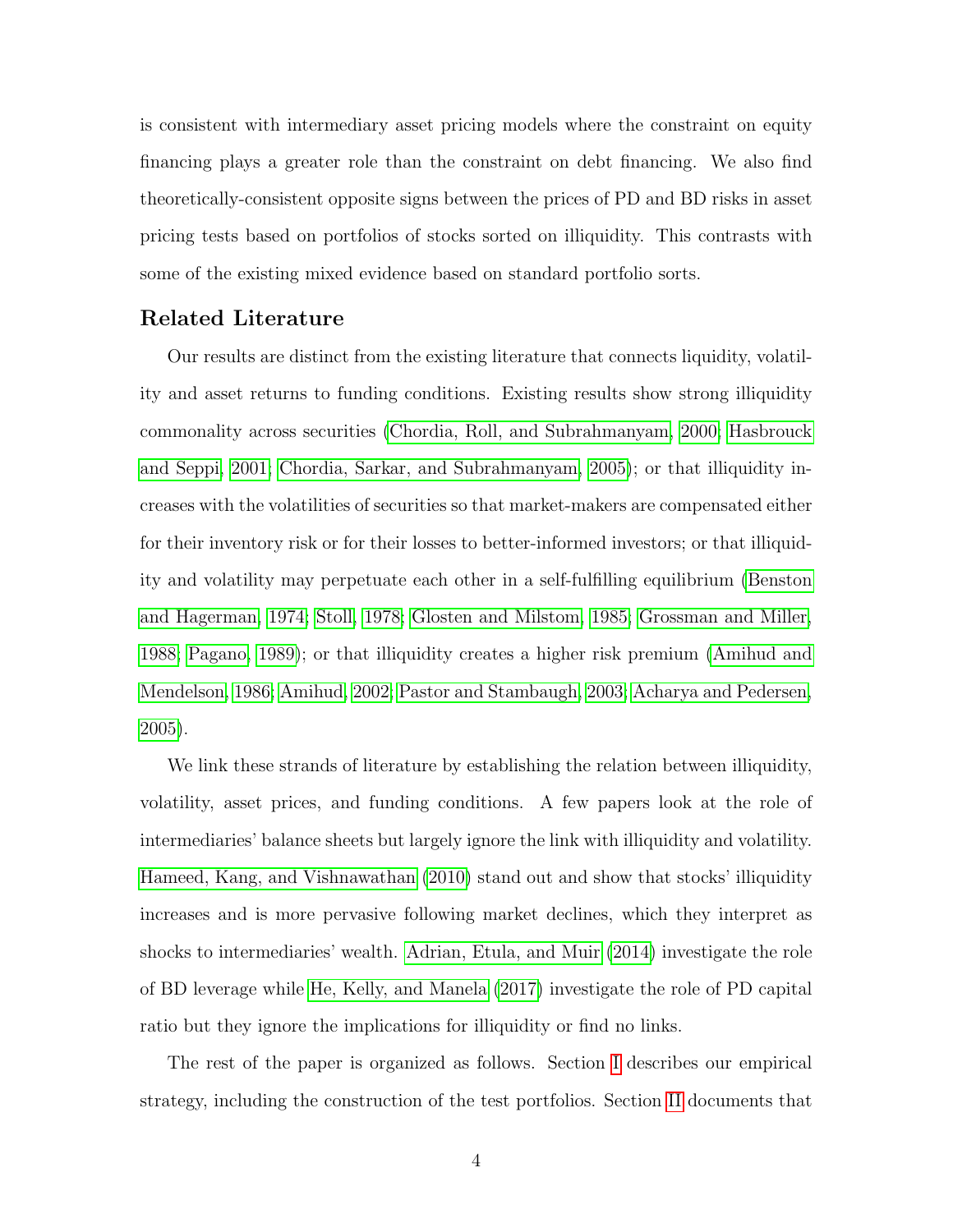is consistent with intermediary asset pricing models where the constraint on equity financing plays a greater role than the constraint on debt financing. We also find theoretically-consistent opposite signs between the prices of PD and BD risks in asset pricing tests based on portfolios of stocks sorted on illiquidity. This contrasts with some of the existing mixed evidence based on standard portfolio sorts.

## Related Literature

Our results are distinct from the existing literature that connects liquidity, volatility and asset returns to funding conditions. Existing results show strong illiquidity commonality across securities (Chordia, Roll, and Subrahmanyam, 2000; Hasbrouck and Seppi, 2001; Chordia, Sarkar, and Subrahmanyam, 2005); or that illiquidity increases with the volatilities of securities so that market-makers are compensated either for their inventory risk or for their losses to better-informed investors; or that illiquidity and volatility may perpetuate each other in a self-fulfilling equilibrium (Benston and Hagerman, 1974; Stoll, 1978; Glosten and Milstom, 1985; Grossman and Miller, 1988; Pagano, 1989); or that illiquidity creates a higher risk premium (Amihud and Mendelson, 1986; Amihud, 2002; Pastor and Stambaugh, 2003; Acharya and Pedersen, 2005).

We link these strands of literature by establishing the relation between illiquidity, volatility, asset prices, and funding conditions. A few papers look at the role of intermediaries' balance sheets but largely ignore the link with illiquidity and volatility. Hameed, Kang, and Vishnawathan (2010) stand out and show that stocks' illiquidity increases and is more pervasive following market declines, which they interpret as shocks to intermediaries' wealth. Adrian, Etula, and Muir (2014) investigate the role of BD leverage while He, Kelly, and Manela (2017) investigate the role of PD capital ratio but they ignore the implications for illiquidity or find no links.

The rest of the paper is organized as follows. Section I describes our empirical strategy, including the construction of the test portfolios. Section II documents that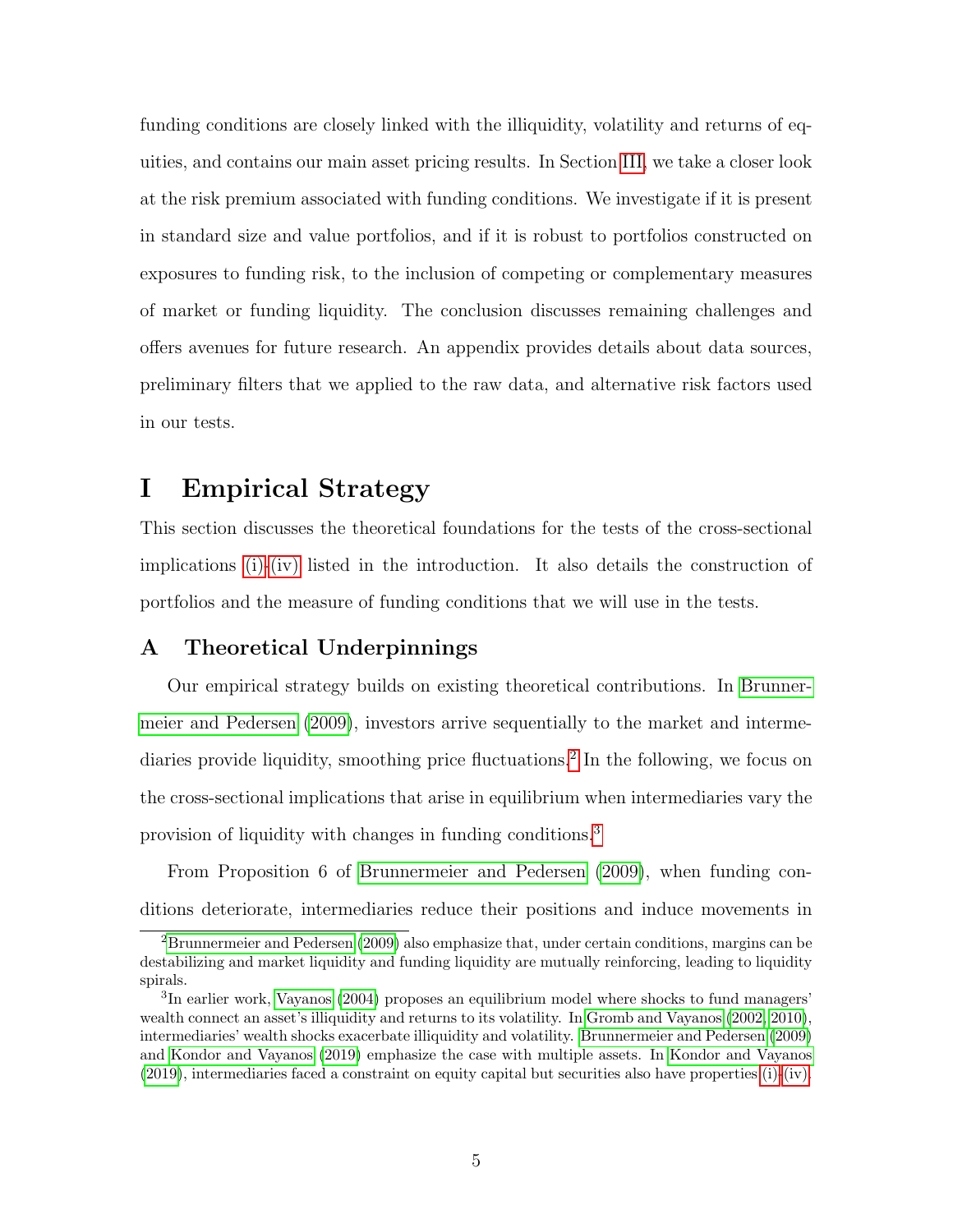funding conditions are closely linked with the illiquidity, volatility and returns of equities, and contains our main asset pricing results. In Section III, we take a closer look at the risk premium associated with funding conditions. We investigate if it is present in standard size and value portfolios, and if it is robust to portfolios constructed on exposures to funding risk, to the inclusion of competing or complementary measures of market or funding liquidity. The conclusion discusses remaining challenges and offers avenues for future research. An appendix provides details about data sources, preliminary filters that we applied to the raw data, and alternative risk factors used in our tests.

# I Empirical Strategy

This section discusses the theoretical foundations for the tests of the cross-sectional implications (i)-(iv) listed in the introduction. It also details the construction of portfolios and the measure of funding conditions that we will use in the tests.

## A Theoretical Underpinnings

Our empirical strategy builds on existing theoretical contributions. In Brunnermeier and Pedersen (2009), investors arrive sequentially to the market and intermediaries provide liquidity, smoothing price fluctuations.[2] In the following, we focus on the cross-sectional implications that arise in equilibrium when intermediaries vary the provision of liquidity with changes in funding conditions.[3]

From Proposition 6 of Brunnermeier and Pedersen (2009), when funding conditions deteriorate, intermediaries reduce their positions and induce movements in

[2] Brunnermeier and Pedersen (2009) also emphasize that, under certain conditions, margins can be destabilizing and market liquidity and funding liquidity are mutually reinforcing, leading to liquidity spirals.

[3] In earlier work, Vayanos (2004) proposes an equilibrium model where shocks to fund managers' wealth connect an asset's illiquidity and returns to its volatility. In Gromb and Vayanos (2002, 2010), intermediaries' wealth shocks exacerbate illiquidity and volatility. Brunnermeier and Pedersen (2009) and Kondor and Vayanos (2019) emphasize the case with multiple assets. In Kondor and Vayanos (2019), intermediaries faced a constraint on equity capital but securities also have properties (i)-(iv).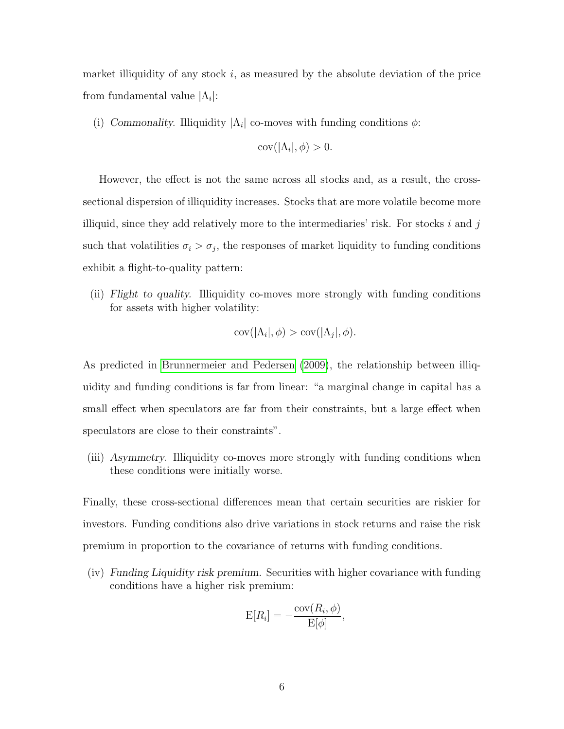market illiquidity of any stock $i$, as measured by the absolute deviation of the price from fundamental value $|\Lambda_i|$:

(i) *Commonality*. Illiquidity $|\Lambda_i|$ co-moves with funding conditions $\phi$:

$$\text{cov}(|\Lambda_i|, \phi) > 0.$$

However, the effect is not the same across all stocks and, as a result, the cross-sectional dispersion of illiquidity increases. Stocks that are more volatile become more illiquid, since they add relatively more to the intermediaries' risk. For stocks $i$ and $j$ such that volatilities $\sigma_i > \sigma_j$, the responses of market liquidity to funding conditions exhibit a flight-to-quality pattern:

(ii) *Flight to quality*. Illiquidity co-moves more strongly with funding conditions for assets with higher volatility:

$$\text{cov}(|\Lambda_i|, \phi) > \text{cov}(|\Lambda_j|, \phi).$$

As predicted in Brunnermeier and Pedersen (2009), the relationship between illiquidity and funding conditions is far from linear: "a marginal change in capital has a small effect when speculators are far from their constraints, but a large effect when speculators are close to their constraints".

(iii) *Asymmetry*. Illiquidity co-moves more strongly with funding conditions when these conditions were initially worse.

Finally, these cross-sectional differences mean that certain securities are riskier for investors. Funding conditions also drive variations in stock returns and raise the risk premium in proportion to the covariance of returns with funding conditions.

(iv) *Funding Liquidity risk premium*. Securities with higher covariance with funding conditions have a higher risk premium:

$$\text{E}[R_i] = -\frac{\text{cov}(R_i, \phi)}{\text{E}[\phi]},$$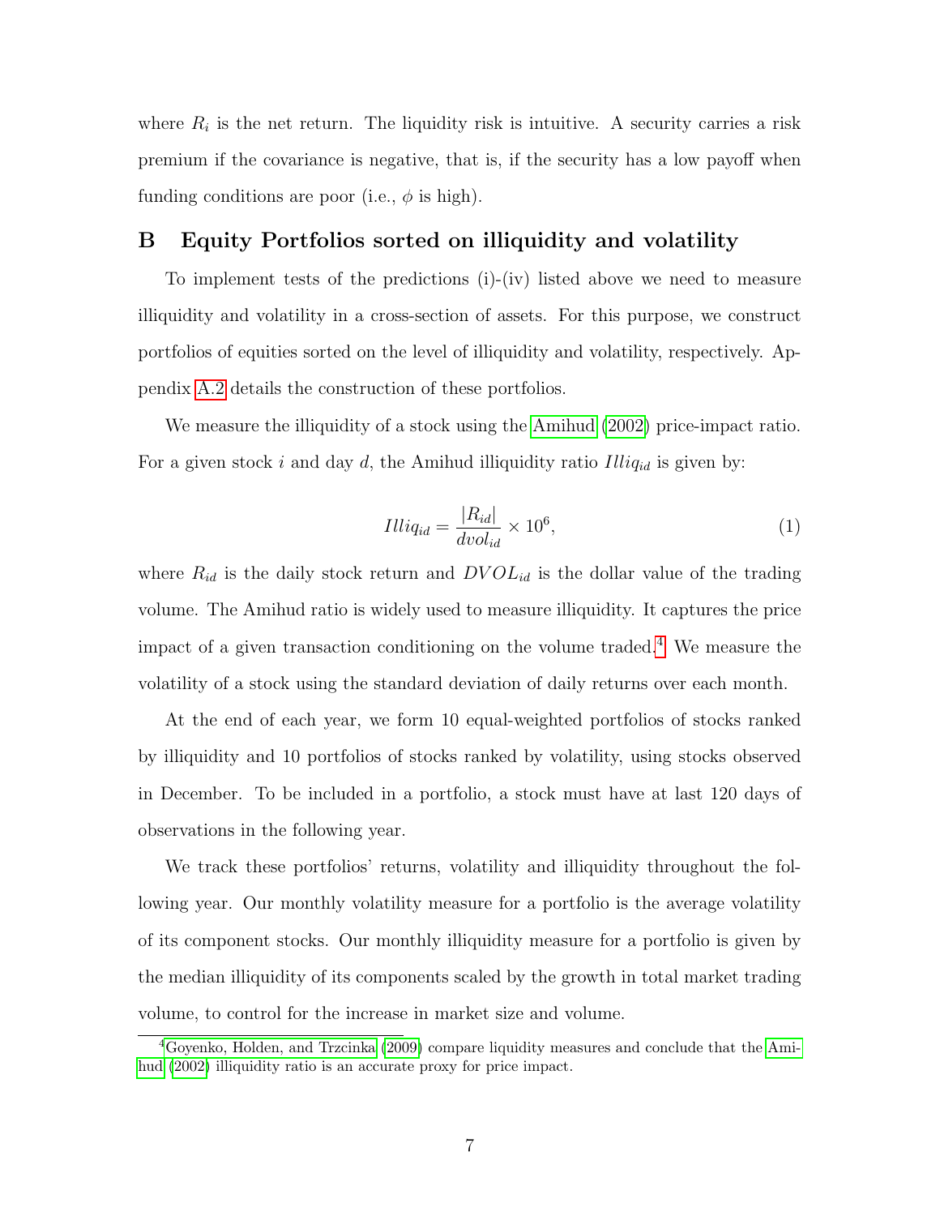where $R_i$ is the net return. The liquidity risk is intuitive. A security carries a risk premium if the covariance is negative, that is, if the security has a low payoff when funding conditions are poor (i.e., $\phi$ is high).

## B Equity Portfolios sorted on illiquidity and volatility

To implement tests of the predictions (i)-(iv) listed above we need to measure illiquidity and volatility in a cross-section of assets. For this purpose, we construct portfolios of equities sorted on the level of illiquidity and volatility, respectively. Appendix A.2 details the construction of these portfolios.

We measure the illiquidity of a stock using the Amihud (2002) price-impact ratio. For a given stock $i$ and day $d$, the Amihud illiquidity ratio $Illiq_{id}$ is given by:

$$Illiq_{id} = \frac{|R_{id}|}{dvol_{id}} \times 10^6, \tag{1}$$

where $R_{id}$ is the daily stock return and $DVOL_{id}$ is the dollar value of the trading volume. The Amihud ratio is widely used to measure illiquidity. It captures the price impact of a given transaction conditioning on the volume traded.[4] We measure the volatility of a stock using the standard deviation of daily returns over each month.

At the end of each year, we form 10 equal-weighted portfolios of stocks ranked by illiquidity and 10 portfolios of stocks ranked by volatility, using stocks observed in December. To be included in a portfolio, a stock must have at last 120 days of observations in the following year.

We track these portfolios' returns, volatility and illiquidity throughout the following year. Our monthly volatility measure for a portfolio is the average volatility of its component stocks. Our monthly illiquidity measure for a portfolio is given by the median illiquidity of its components scaled by the growth in total market trading volume, to control for the increase in market size and volume.

[4] Goyenko, Holden, and Trzcinka (2009) compare liquidity measures and conclude that the Amihud (2002) illiquidity ratio is an accurate proxy for price impact.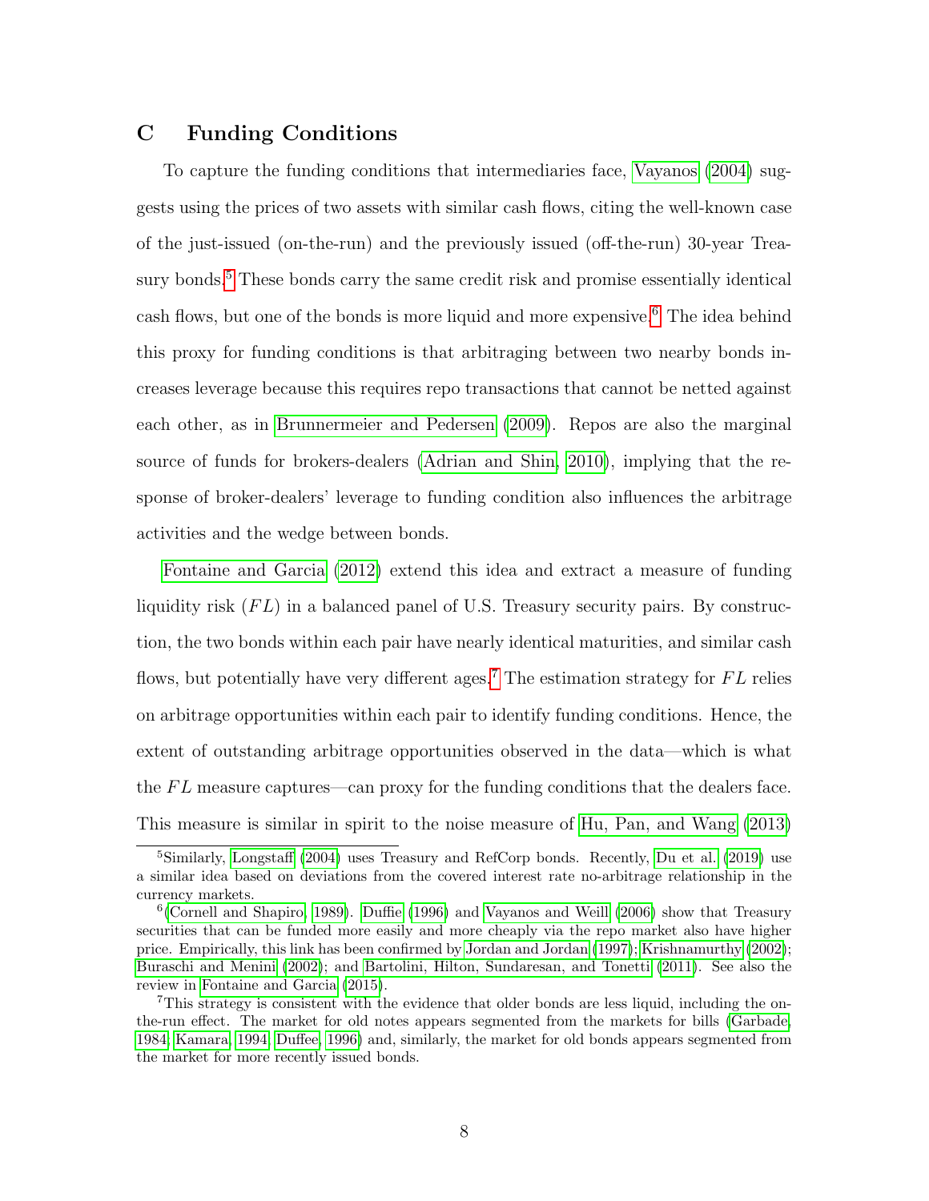## C Funding Conditions

To capture the funding conditions that intermediaries face, Vayanos (2004) suggests using the prices of two assets with similar cash flows, citing the well-known case of the just-issued (on-the-run) and the previously issued (off-the-run) 30-year Treasury bonds.[5] These bonds carry the same credit risk and promise essentially identical cash flows, but one of the bonds is more liquid and more expensive.[6] The idea behind this proxy for funding conditions is that arbitraging between two nearby bonds increases leverage because this requires repo transactions that cannot be netted against each other, as in Brunnermeier and Pedersen (2009). Repos are also the marginal source of funds for brokers-dealers (Adrian and Shin, 2010), implying that the response of broker-dealers' leverage to funding condition also influences the arbitrage activities and the wedge between bonds.

Fontaine and Garcia (2012) extend this idea and extract a measure of funding liquidity risk ($FL$) in a balanced panel of U.S. Treasury security pairs. By construction, the two bonds within each pair have nearly identical maturities, and similar cash flows, but potentially have very different ages.[7] The estimation strategy for $FL$ relies on arbitrage opportunities within each pair to identify funding conditions. Hence, the extent of outstanding arbitrage opportunities observed in the data—which is what the $FL$ measure captures—can proxy for the funding conditions that the dealers face. This measure is similar in spirit to the noise measure of Hu, Pan, and Wang (2013)

---

[5] Similarly, Longstaff (2004) uses Treasury and RefCorp bonds. Recently, Du et al. (2019) use a similar idea based on deviations from the covered interest rate no-arbitrage relationship in the currency markets.

[6] (Cornell and Shapiro, 1989). Duffie (1996) and Vayanos and Weill (2006) show that Treasury securities that can be funded more easily and more cheaply via the repo market also have higher price. Empirically, this link has been confirmed by Jordan and Jordan (1997); Krishnamurthy (2002); Buraschi and Menini (2002); and Bartolini, Hilton, Sundaresan, and Tonetti (2011). See also the review in Fontaine and Garcia (2015).

[7] This strategy is consistent with the evidence that older bonds are less liquid, including the on-the-run effect. The market for old notes appears segmented from the markets for bills (Garbade, 1984; Kamara, 1994; Duffee, 1996) and, similarly, the market for old bonds appears segmented from the market for more recently issued bonds.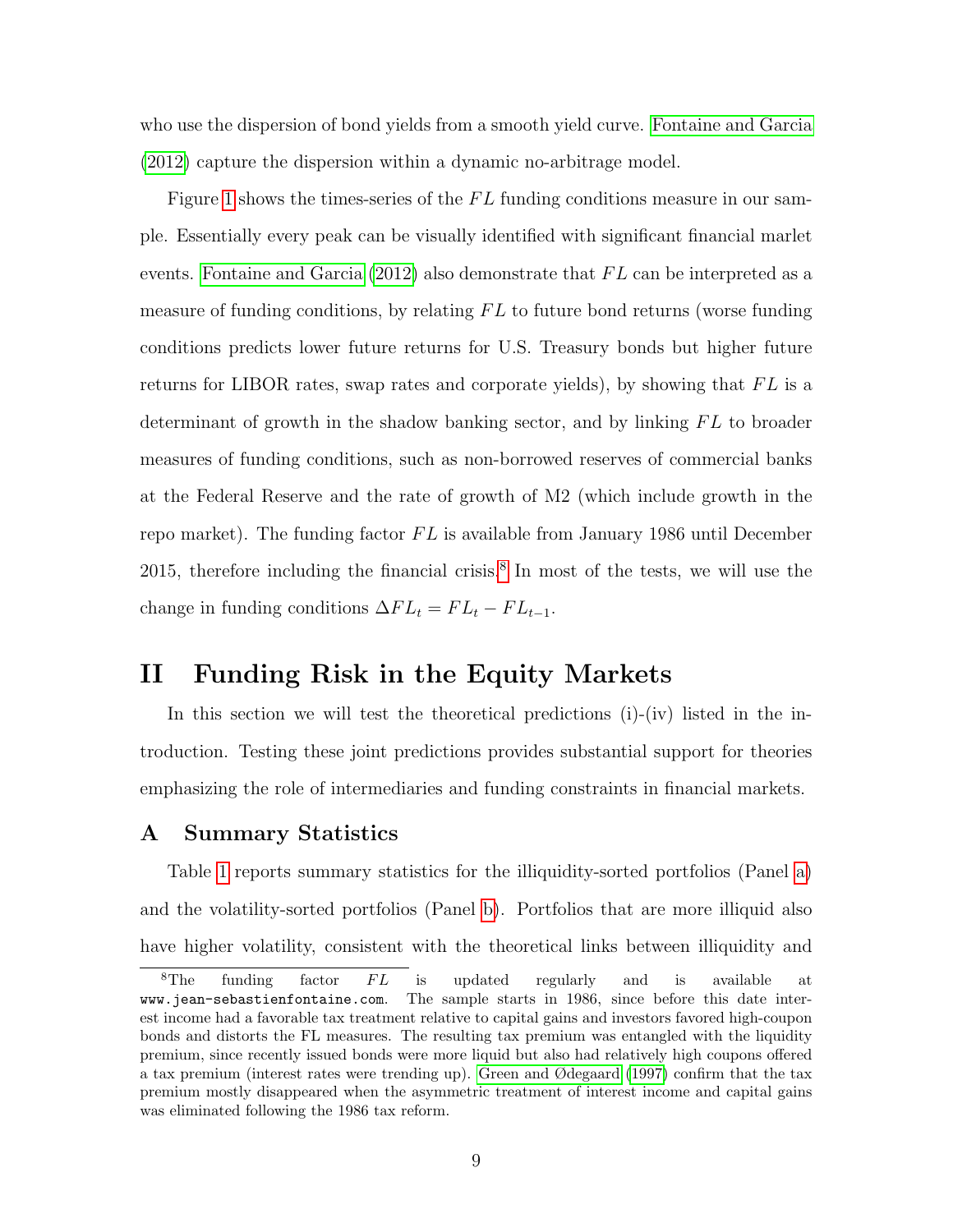who use the dispersion of bond yields from a smooth yield curve. Fontaine and Garcia (2012) capture the dispersion within a dynamic no-arbitrage model.

Figure 1 shows the times-series of the $FL$ funding conditions measure in our sample. Essentially every peak can be visually identified with significant financial marlet events. Fontaine and Garcia (2012) also demonstrate that $FL$ can be interpreted as a measure of funding conditions, by relating $FL$ to future bond returns (worse funding conditions predicts lower future returns for U.S. Treasury bonds but higher future returns for LIBOR rates, swap rates and corporate yields), by showing that $FL$ is a determinant of growth in the shadow banking sector, and by linking $FL$ to broader measures of funding conditions, such as non-borrowed reserves of commercial banks at the Federal Reserve and the rate of growth of M2 (which include growth in the repo market). The funding factor $FL$ is available from January 1986 until December 2015, therefore including the financial crisis.[8] In most of the tests, we will use the change in funding conditions $\Delta FL_t = FL_t - FL_{t-1}$.

# II Funding Risk in the Equity Markets

In this section we will test the theoretical predictions (i)-(iv) listed in the introduction. Testing these joint predictions provides substantial support for theories emphasizing the role of intermediaries and funding constraints in financial markets.

## A Summary Statistics

Table 1 reports summary statistics for the illiquidity-sorted portfolios (Panel a) and the volatility-sorted portfolios (Panel b). Portfolios that are more illiquid also have higher volatility, consistent with the theoretical links between illiquidity and

[8] The funding factor $FL$ is updated regularly and is available at www.jean-sebastienfontaine.com. The sample starts in 1986, since before this date interest income had a favorable tax treatment relative to capital gains and investors favored high-coupon bonds and distorts the FL measures. The resulting tax premium was entangled with the liquidity premium, since recently issued bonds were more liquid but also had relatively high coupons offered a tax premium (interest rates were trending up). Green and Ødegaard (1997) confirm that the tax premium mostly disappeared when the asymmetric treatment of interest income and capital gains was eliminated following the 1986 tax reform.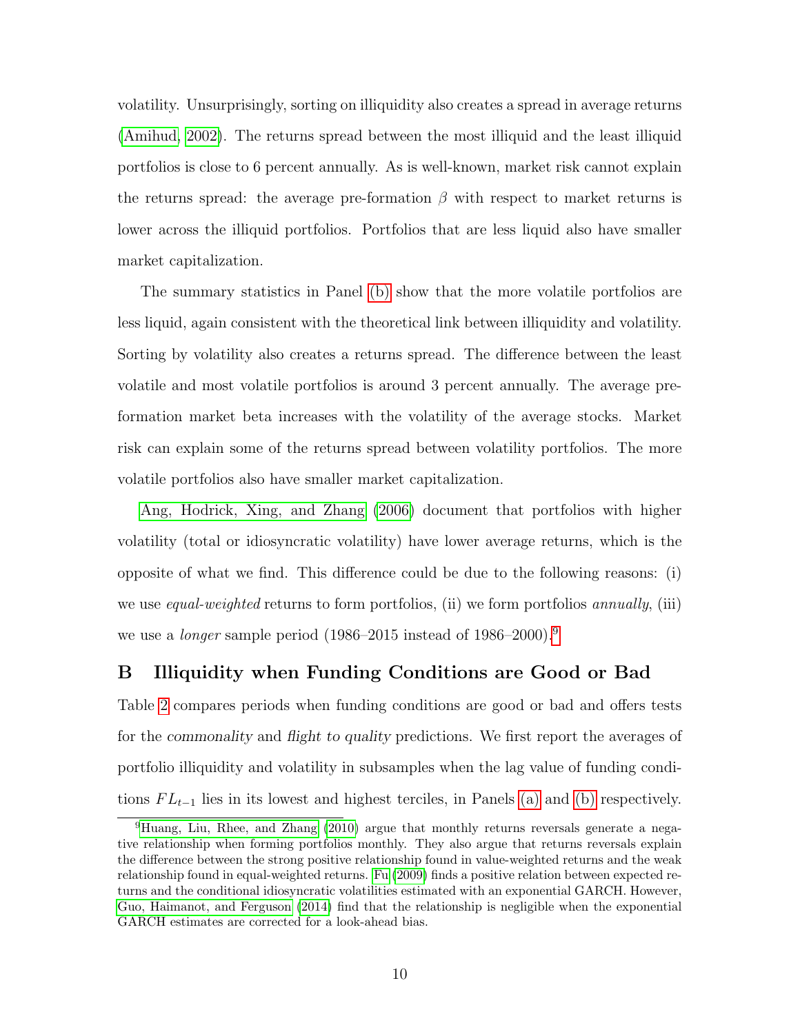volatility. Unsurprisingly, sorting on illiquidity also creates a spread in average returns (Amihud, 2002). The returns spread between the most illiquid and the least illiquid portfolios is close to 6 percent annually. As is well-known, market risk cannot explain the returns spread: the average pre-formation $\beta$ with respect to market returns is lower across the illiquid portfolios. Portfolios that are less liquid also have smaller market capitalization.

The summary statistics in Panel (b) show that the more volatile portfolios are less liquid, again consistent with the theoretical link between illiquidity and volatility. Sorting by volatility also creates a returns spread. The difference between the least volatile and most volatile portfolios is around 3 percent annually. The average pre-formation market beta increases with the volatility of the average stocks. Market risk can explain some of the returns spread between volatility portfolios. The more volatile portfolios also have smaller market capitalization.

Ang, Hodrick, Xing, and Zhang (2006) document that portfolios with higher volatility (total or idiosyncratic volatility) have lower average returns, which is the opposite of what we find. This difference could be due to the following reasons: (i) we use *equal-weighted* returns to form portfolios, (ii) we form portfolios *annually*, (iii) we use a *longer* sample period (1986–2015 instead of 1986–2000).[9]

## B Illiquidity when Funding Conditions are Good or Bad

Table 2 compares periods when funding conditions are good or bad and offers tests for the *commonality* and *flight to quality* predictions. We first report the averages of portfolio illiquidity and volatility in subsamples when the lag value of funding conditions $FL_{t-1}$ lies in its lowest and highest terciles, in Panels (a) and (b) respectively.

[9] Huang, Liu, Rhee, and Zhang (2010) argue that monthly returns reversals generate a negative relationship when forming portfolios monthly. They also argue that returns reversals explain the difference between the strong positive relationship found in value-weighted returns and the weak relationship found in equal-weighted returns. Fu (2009) finds a positive relation between expected returns and the conditional idiosyncratic volatilities estimated with an exponential GARCH. However, Guo, Haimanot, and Ferguson (2014) find that the relationship is negligible when the exponential GARCH estimates are corrected for a look-ahead bias.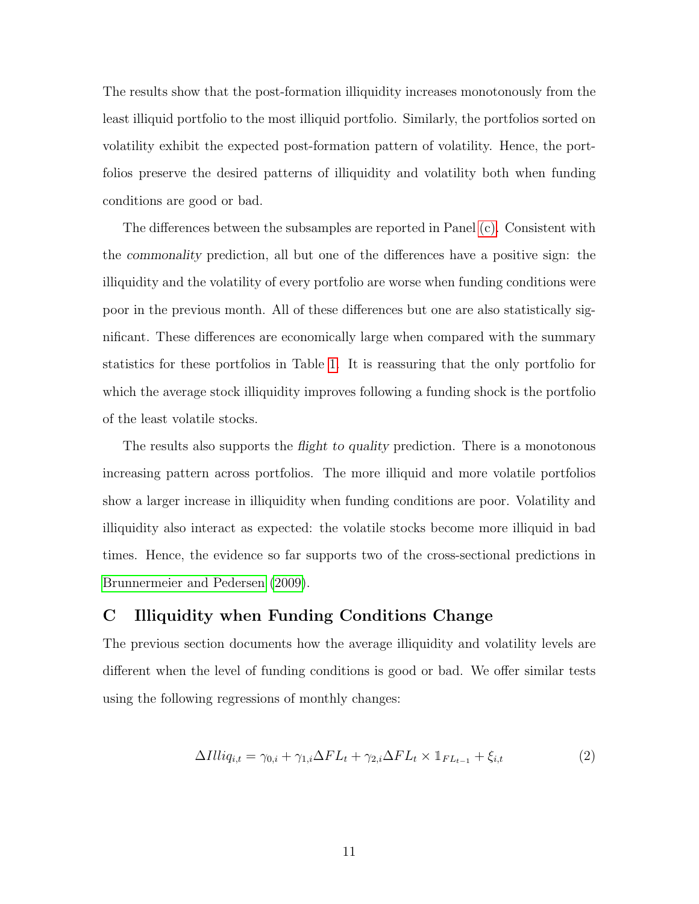The results show that the post-formation illiquidity increases monotonously from the least illiquid portfolio to the most illiquid portfolio. Similarly, the portfolios sorted on volatility exhibit the expected post-formation pattern of volatility. Hence, the portfolios preserve the desired patterns of illiquidity and volatility both when funding conditions are good or bad.

The differences between the subsamples are reported in Panel (c). Consistent with the *commonality* prediction, all but one of the differences have a positive sign: the illiquidity and the volatility of every portfolio are worse when funding conditions were poor in the previous month. All of these differences but one are also statistically significant. These differences are economically large when compared with the summary statistics for these portfolios in Table 1. It is reassuring that the only portfolio for which the average stock illiquidity improves following a funding shock is the portfolio of the least volatile stocks.

The results also supports the *flight to quality* prediction. There is a monotonous increasing pattern across portfolios. The more illiquid and more volatile portfolios show a larger increase in illiquidity when funding conditions are poor. Volatility and illiquidity also interact as expected: the volatile stocks become more illiquid in bad times. Hence, the evidence so far supports two of the cross-sectional predictions in Brunnermeier and Pedersen (2009).

## C Illiquidity when Funding Conditions Change

The previous section documents how the average illiquidity and volatility levels are different when the level of funding conditions is good or bad. We offer similar tests using the following regressions of monthly changes:

$$\Delta Illiq_{i,t} = \gamma_{0,i} + \gamma_{1,i}\Delta FL_t + \gamma_{2,i}\Delta FL_t \times \mathbb{1}_{FL_{t-1}} + \xi_{i,t} \tag{2}$$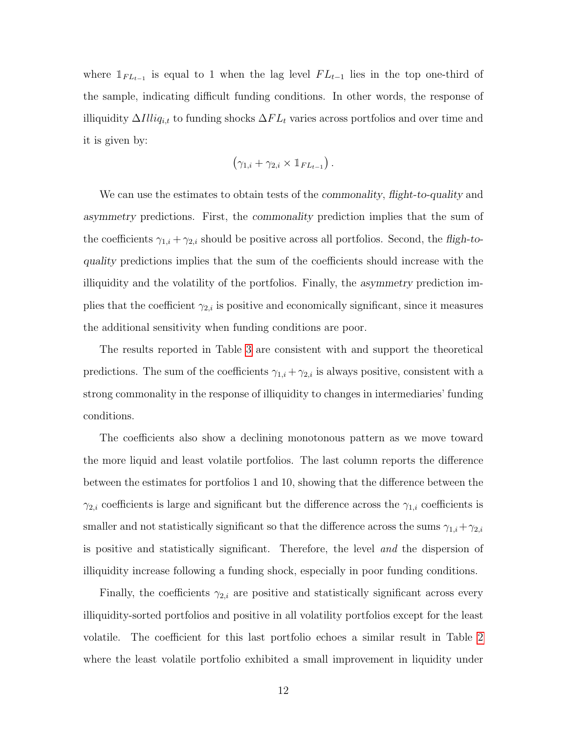where $\mathbb{1}_{FL_{t-1}}$ is equal to 1 when the lag level $FL_{t-1}$ lies in the top one-third of the sample, indicating difficult funding conditions. In other words, the response of illiquidity $\Delta Illiq_{i,t}$ to funding shocks $\Delta FL_t$ varies across portfolios and over time and it is given by:

$$\left(\gamma_{1,i} + \gamma_{2,i} \times \mathbb{1}_{FL_{t-1}}\right).$$

We can use the estimates to obtain tests of the *commonality*, *flight-to-quality* and *asymmetry* predictions. First, the *commonality* prediction implies that the sum of the coefficients $\gamma_{1,i} + \gamma_{2,i}$ should be positive across all portfolios. Second, the *fligh-to-quality* predictions implies that the sum of the coefficients should increase with the illiquidity and the volatility of the portfolios. Finally, the *asymmetry* prediction implies that the coefficient $\gamma_{2,i}$ is positive and economically significant, since it measures the additional sensitivity when funding conditions are poor.

The results reported in Table 3 are consistent with and support the theoretical predictions. The sum of the coefficients $\gamma_{1,i} + \gamma_{2,i}$ is always positive, consistent with a strong commonality in the response of illiquidity to changes in intermediaries' funding conditions.

The coefficients also show a declining monotonous pattern as we move toward the more liquid and least volatile portfolios. The last column reports the difference between the estimates for portfolios 1 and 10, showing that the difference between the $\gamma_{2,i}$ coefficients is large and significant but the difference across the $\gamma_{1,i}$ coefficients is smaller and not statistically significant so that the difference across the sums $\gamma_{1,i} + \gamma_{2,i}$ is positive and statistically significant. Therefore, the level *and* the dispersion of illiquidity increase following a funding shock, especially in poor funding conditions.

Finally, the coefficients $\gamma_{2,i}$ are positive and statistically significant across every illiquidity-sorted portfolios and positive in all volatility portfolios except for the least volatile. The coefficient for this last portfolio echoes a similar result in Table 2 where the least volatile portfolio exhibited a small improvement in liquidity under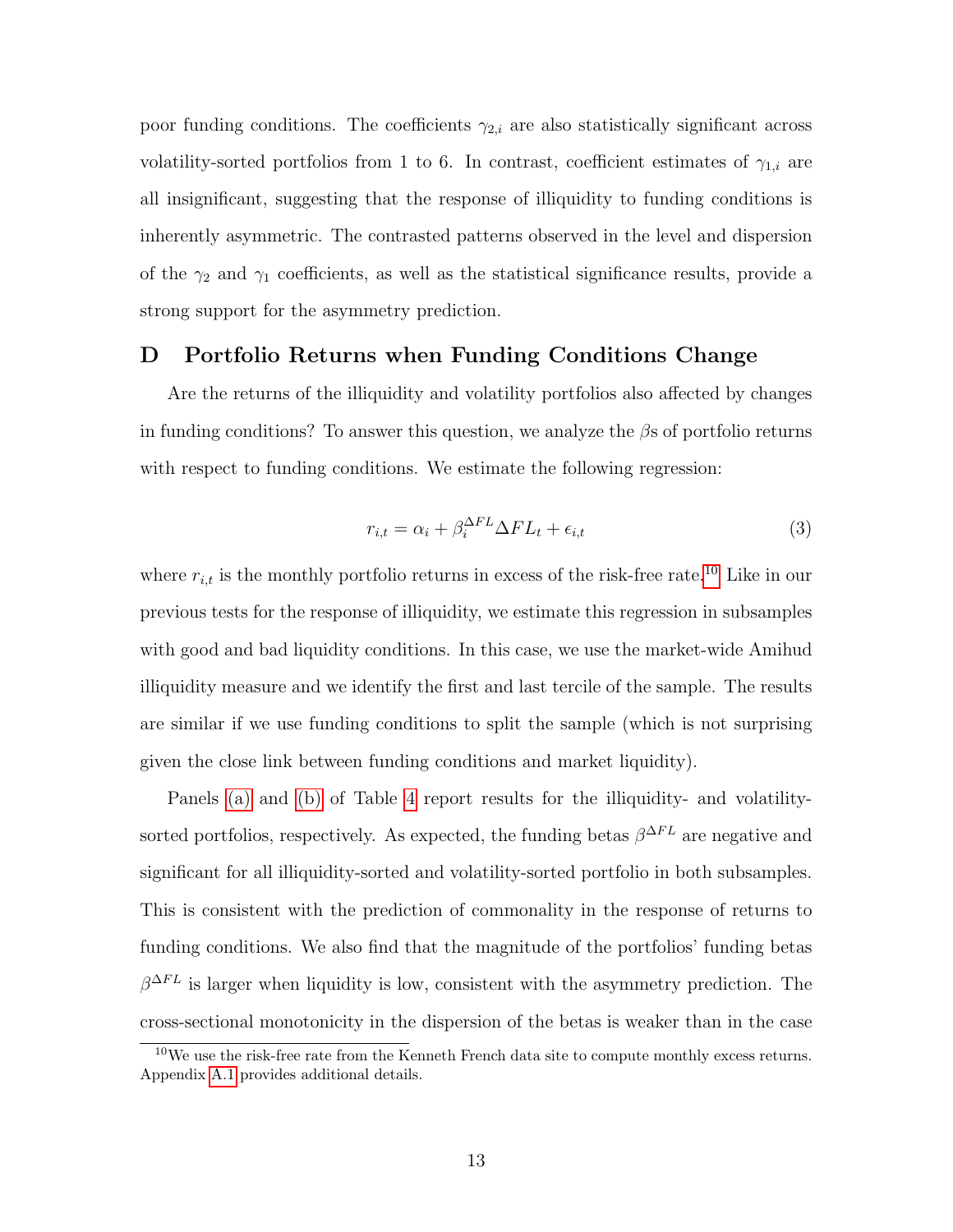poor funding conditions. The coefficients $\gamma_{2,i}$ are also statistically significant across volatility-sorted portfolios from 1 to 6. In contrast, coefficient estimates of $\gamma_{1,i}$ are all insignificant, suggesting that the response of illiquidity to funding conditions is inherently asymmetric. The contrasted patterns observed in the level and dispersion of the $\gamma_2$ and $\gamma_1$ coefficients, as well as the statistical significance results, provide a strong support for the asymmetry prediction.

## D Portfolio Returns when Funding Conditions Change

Are the returns of the illiquidity and volatility portfolios also affected by changes in funding conditions? To answer this question, we analyze the $\beta$s of portfolio returns with respect to funding conditions. We estimate the following regression:

$$r_{i,t} = \alpha_i + \beta_i^{\Delta FL} \Delta FL_t + \epsilon_{i,t} \tag{3}$$

where $r_{i,t}$ is the monthly portfolio returns in excess of the risk-free rate.[10] Like in our previous tests for the response of illiquidity, we estimate this regression in subsamples with good and bad liquidity conditions. In this case, we use the market-wide Amihud illiquidity measure and we identify the first and last tercile of the sample. The results are similar if we use funding conditions to split the sample (which is not surprising given the close link between funding conditions and market liquidity).

Panels (a) and (b) of Table 4 report results for the illiquidity- and volatility-sorted portfolios, respectively. As expected, the funding betas $\beta^{\Delta FL}$ are negative and significant for all illiquidity-sorted and volatility-sorted portfolio in both subsamples. This is consistent with the prediction of commonality in the response of returns to funding conditions. We also find that the magnitude of the portfolios' funding betas $\beta^{\Delta FL}$ is larger when liquidity is low, consistent with the asymmetry prediction. The cross-sectional monotonicity in the dispersion of the betas is weaker than in the case

[10] We use the risk-free rate from the Kenneth French data site to compute monthly excess returns. Appendix A.1 provides additional details.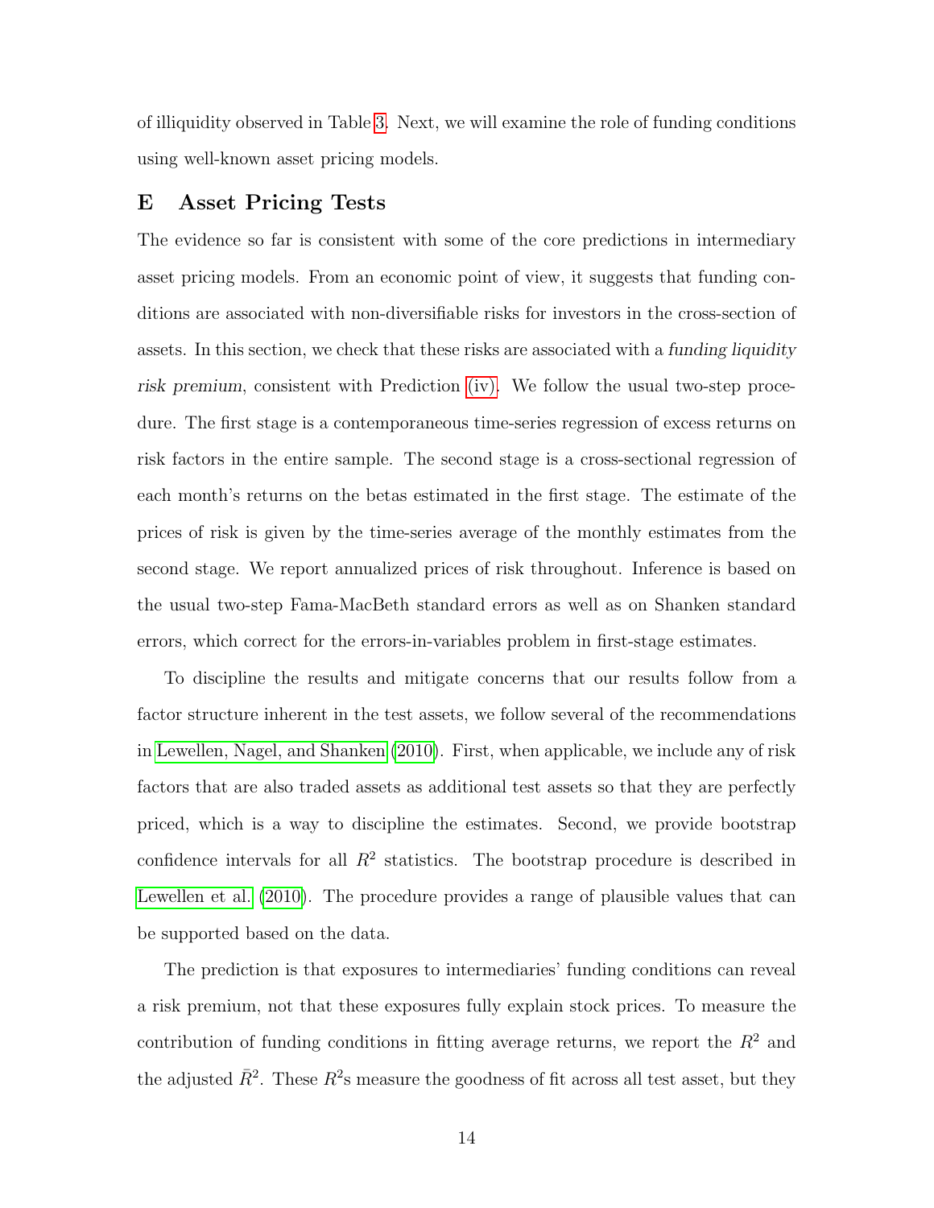of illiquidity observed in Table 3. Next, we will examine the role of funding conditions using well-known asset pricing models.

## E Asset Pricing Tests

The evidence so far is consistent with some of the core predictions in intermediary asset pricing models. From an economic point of view, it suggests that funding conditions are associated with non-diversifiable risks for investors in the cross-section of assets. In this section, we check that these risks are associated with a *funding liquidity risk premium*, consistent with Prediction (iv). We follow the usual two-step procedure. The first stage is a contemporaneous time-series regression of excess returns on risk factors in the entire sample. The second stage is a cross-sectional regression of each month's returns on the betas estimated in the first stage. The estimate of the prices of risk is given by the time-series average of the monthly estimates from the second stage. We report annualized prices of risk throughout. Inference is based on the usual two-step Fama-MacBeth standard errors as well as on Shanken standard errors, which correct for the errors-in-variables problem in first-stage estimates.

To discipline the results and mitigate concerns that our results follow from a factor structure inherent in the test assets, we follow several of the recommendations in Lewellen, Nagel, and Shanken (2010). First, when applicable, we include any of risk factors that are also traded assets as additional test assets so that they are perfectly priced, which is a way to discipline the estimates. Second, we provide bootstrap confidence intervals for all $R^2$ statistics. The bootstrap procedure is described in Lewellen et al. (2010). The procedure provides a range of plausible values that can be supported based on the data.

The prediction is that exposures to intermediaries' funding conditions can reveal a risk premium, not that these exposures fully explain stock prices. To measure the contribution of funding conditions in fitting average returns, we report the $R^2$ and the adjusted $\bar{R}^2$. These $R^2$s measure the goodness of fit across all test asset, but they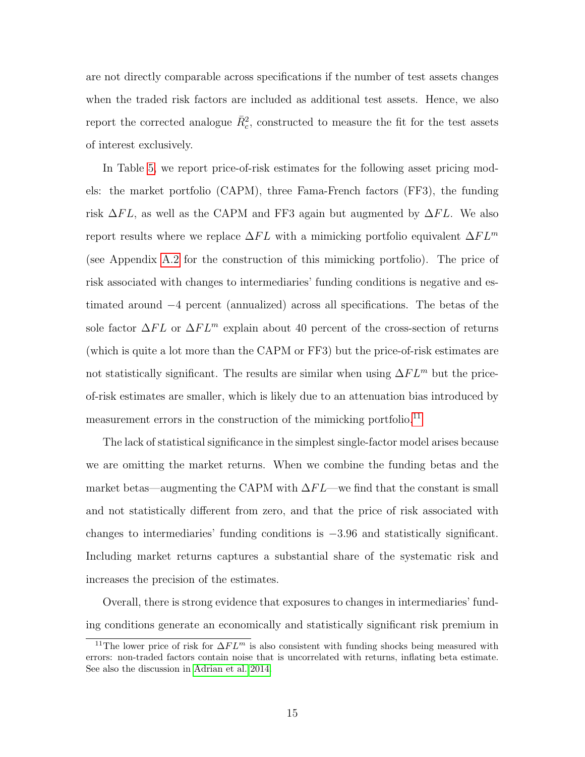are not directly comparable across specifications if the number of test assets changes when the traded risk factors are included as additional test assets. Hence, we also report the corrected analogue $\bar{R}^2_c$, constructed to measure the fit for the test assets of interest exclusively.

In Table 5, we report price-of-risk estimates for the following asset pricing models: the market portfolio (CAPM), three Fama-French factors (FF3), the funding risk $\Delta FL$, as well as the CAPM and FF3 again but augmented by $\Delta FL$. We also report results where we replace $\Delta FL$ with a mimicking portfolio equivalent $\Delta FL^m$ (see Appendix A.2 for the construction of this mimicking portfolio). The price of risk associated with changes to intermediaries' funding conditions is negative and estimated around $-4$ percent (annualized) across all specifications. The betas of the sole factor $\Delta FL$ or $\Delta FL^m$ explain about 40 percent of the cross-section of returns (which is quite a lot more than the CAPM or FF3) but the price-of-risk estimates are not statistically significant. The results are similar when using $\Delta FL^m$ but the price-of-risk estimates are smaller, which is likely due to an attenuation bias introduced by measurement errors in the construction of the mimicking portfolio.[11]

The lack of statistical significance in the simplest single-factor model arises because we are omitting the market returns. When we combine the funding betas and the market betas—augmenting the CAPM with $\Delta FL$—we find that the constant is small and not statistically different from zero, and that the price of risk associated with changes to intermediaries' funding conditions is $-3.96$ and statistically significant. Including market returns captures a substantial share of the systematic risk and increases the precision of the estimates.

Overall, there is strong evidence that exposures to changes in intermediaries' funding conditions generate an economically and statistically significant risk premium in

---

[11] The lower price of risk for $\Delta FL^m$ is also consistent with funding shocks being measured with errors: non-traded factors contain noise that is uncorrelated with returns, inflating beta estimate. See also the discussion in Adrian et al. 2014.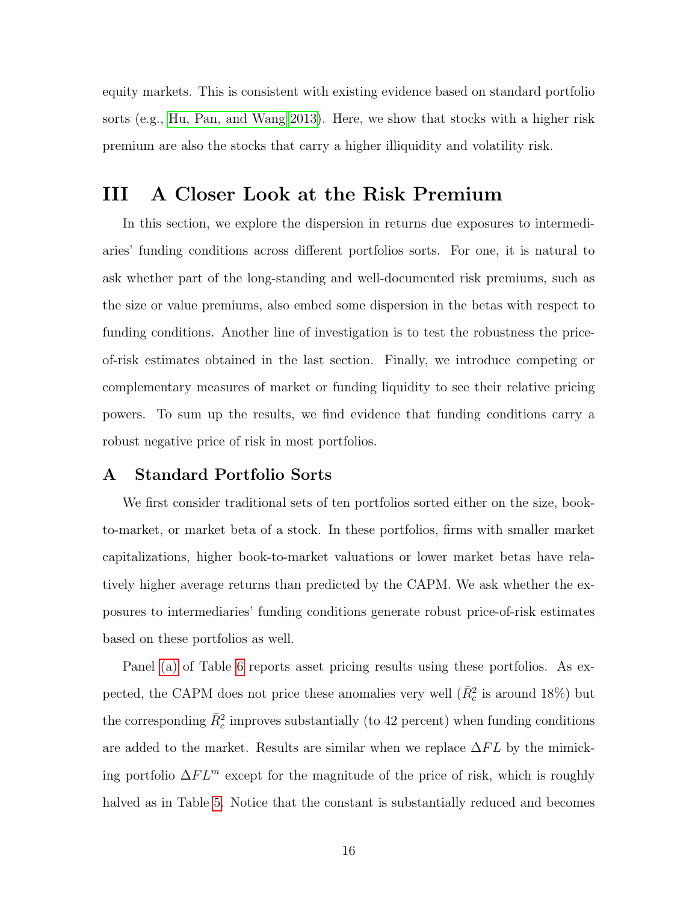equity markets. This is consistent with existing evidence based on standard portfolio sorts (e.g., Hu, Pan, and Wang 2013). Here, we show that stocks with a higher risk premium are also the stocks that carry a higher illiquidity and volatility risk.

# III A Closer Look at the Risk Premium

In this section, we explore the dispersion in returns due exposures to intermediaries' funding conditions across different portfolios sorts. For one, it is natural to ask whether part of the long-standing and well-documented risk premiums, such as the size or value premiums, also embed some dispersion in the betas with respect to funding conditions. Another line of investigation is to test the robustness the price-of-risk estimates obtained in the last section. Finally, we introduce competing or complementary measures of market or funding liquidity to see their relative pricing powers. To sum up the results, we find evidence that funding conditions carry a robust negative price of risk in most portfolios.

## A Standard Portfolio Sorts

We first consider traditional sets of ten portfolios sorted either on the size, book-to-market, or market beta of a stock. In these portfolios, firms with smaller market capitalizations, higher book-to-market valuations or lower market betas have relatively higher average returns than predicted by the CAPM. We ask whether the exposures to intermediaries' funding conditions generate robust price-of-risk estimates based on these portfolios as well.

Panel (a) of Table 6 reports asset pricing results using these portfolios. As expected, the CAPM does not price these anomalies very well ($\bar{R}_c^2$ is around 18%) but the corresponding $\bar{R}_c^2$ improves substantially (to 42 percent) when funding conditions are added to the market. Results are similar when we replace $\Delta FL$ by the mimicking portfolio $\Delta FL^m$ except for the magnitude of the price of risk, which is roughly halved as in Table 5. Notice that the constant is substantially reduced and becomes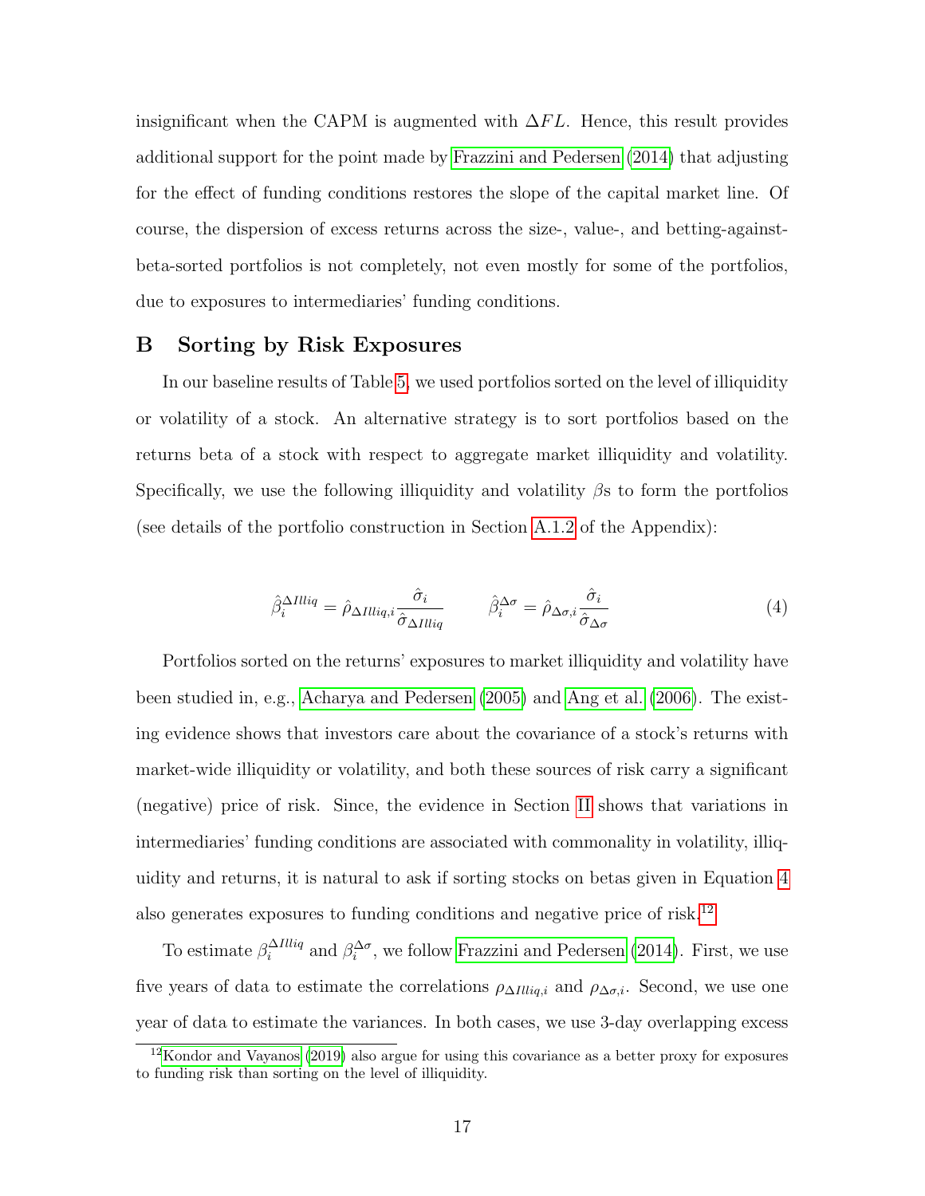insignificant when the CAPM is augmented with $\Delta FL$. Hence, this result provides additional support for the point made by Frazzini and Pedersen (2014) that adjusting for the effect of funding conditions restores the slope of the capital market line. Of course, the dispersion of excess returns across the size-, value-, and betting-against-beta-sorted portfolios is not completely, not even mostly for some of the portfolios, due to exposures to intermediaries' funding conditions.

## B Sorting by Risk Exposures

In our baseline results of Table 5, we used portfolios sorted on the level of illiquidity or volatility of a stock. An alternative strategy is to sort portfolios based on the returns beta of a stock with respect to aggregate market illiquidity and volatility. Specifically, we use the following illiquidity and volatility $\beta$s to form the portfolios (see details of the portfolio construction in Section A.1.2 of the Appendix):

$$\hat{\beta}_i^{\Delta Illiq} = \hat{\rho}_{\Delta Illiq,i} \frac{\hat{\sigma}_i}{\hat{\sigma}_{\Delta Illiq}} \qquad \hat{\beta}_i^{\Delta \sigma} = \hat{\rho}_{\Delta \sigma,i} \frac{\hat{\sigma}_i}{\hat{\sigma}_{\Delta \sigma}} \tag{4}$$

Portfolios sorted on the returns' exposures to market illiquidity and volatility have been studied in, e.g., Acharya and Pedersen (2005) and Ang et al. (2006). The existing evidence shows that investors care about the covariance of a stock's returns with market-wide illiquidity or volatility, and both these sources of risk carry a significant (negative) price of risk. Since, the evidence in Section II shows that variations in intermediaries' funding conditions are associated with commonality in volatility, illiquidity and returns, it is natural to ask if sorting stocks on betas given in Equation 4 also generates exposures to funding conditions and negative price of risk.[12]

To estimate $\beta_i^{\Delta Illiq}$ and $\beta_i^{\Delta \sigma}$, we follow Frazzini and Pedersen (2014). First, we use five years of data to estimate the correlations $\rho_{\Delta Illiq,i}$ and $\rho_{\Delta \sigma,i}$. Second, we use one year of data to estimate the variances. In both cases, we use 3-day overlapping excess

[12] Kondor and Vayanos (2019) also argue for using this covariance as a better proxy for exposures to funding risk than sorting on the level of illiquidity.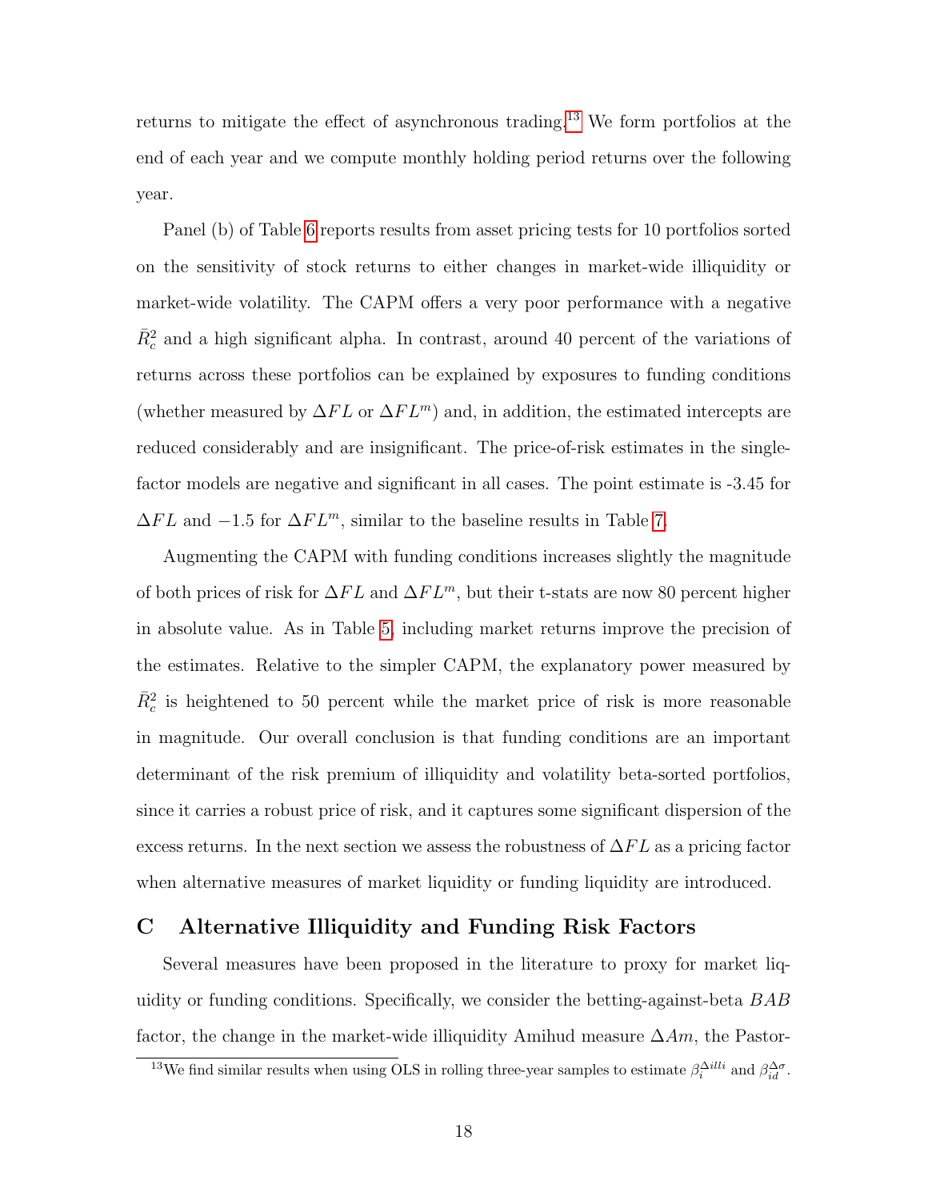returns to mitigate the effect of asynchronous trading.[13] We form portfolios at the end of each year and we compute monthly holding period returns over the following year.

Panel (b) of Table 6 reports results from asset pricing tests for 10 portfolios sorted on the sensitivity of stock returns to either changes in market-wide illiquidity or market-wide volatility. The CAPM offers a very poor performance with a negative $\bar{R}_c^2$ and a high significant alpha. In contrast, around 40 percent of the variations of returns across these portfolios can be explained by exposures to funding conditions (whether measured by $\Delta FL$ or $\Delta FL^m$) and, in addition, the estimated intercepts are reduced considerably and are insignificant. The price-of-risk estimates in the single-factor models are negative and significant in all cases. The point estimate is -3.45 for $\Delta FL$ and $-1.5$ for $\Delta FL^m$, similar to the baseline results in Table 7.

Augmenting the CAPM with funding conditions increases slightly the magnitude of both prices of risk for $\Delta FL$ and $\Delta FL^m$, but their t-stats are now 80 percent higher in absolute value. As in Table 5, including market returns improve the precision of the estimates. Relative to the simpler CAPM, the explanatory power measured by $\bar{R}_c^2$ is heightened to 50 percent while the market price of risk is more reasonable in magnitude. Our overall conclusion is that funding conditions are an important determinant of the risk premium of illiquidity and volatility beta-sorted portfolios, since it carries a robust price of risk, and it captures some significant dispersion of the excess returns. In the next section we assess the robustness of $\Delta FL$ as a pricing factor when alternative measures of market liquidity or funding liquidity are introduced.

## C Alternative Illiquidity and Funding Risk Factors

Several measures have been proposed in the literature to proxy for market liquidity or funding conditions. Specifically, we consider the betting-against-beta $BAB$ factor, the change in the market-wide illiquidity Amihud measure $\Delta Am$, the Pastor-

[13] We find similar results when using OLS in rolling three-year samples to estimate $\beta_i^{\Delta illi}$ and $\beta_{id}^{\Delta\sigma}$.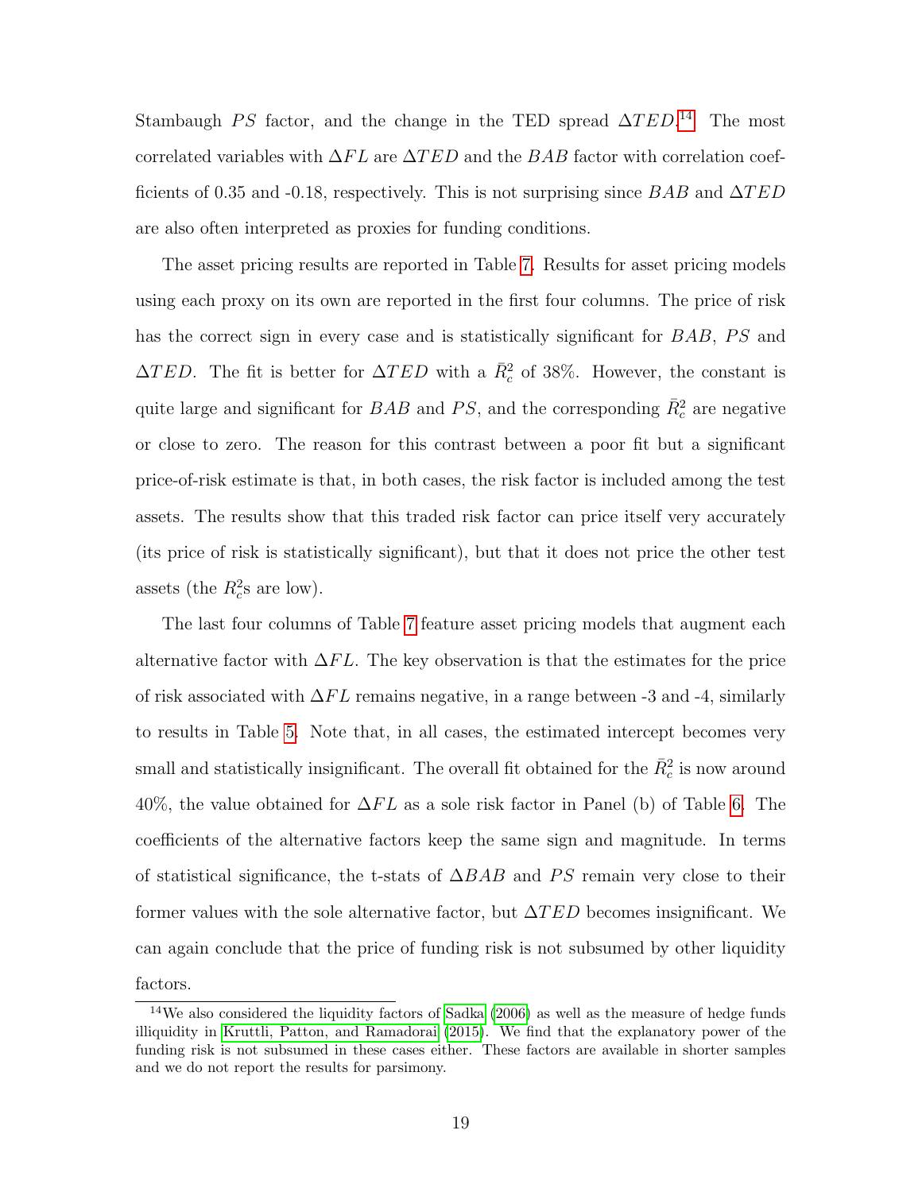Stambaugh $PS$ factor, and the change in the TED spread $\Delta TED$.[14] The most correlated variables with $\Delta FL$ are $\Delta TED$ and the $BAB$ factor with correlation coefficients of 0.35 and -0.18, respectively. This is not surprising since $BAB$ and $\Delta TED$ are also often interpreted as proxies for funding conditions.

The asset pricing results are reported in Table 7. Results for asset pricing models using each proxy on its own are reported in the first four columns. The price of risk has the correct sign in every case and is statistically significant for $BAB$, $PS$ and $\Delta TED$. The fit is better for $\Delta TED$ with a $\bar{R}_c^2$ of 38%. However, the constant is quite large and significant for $BAB$ and $PS$, and the corresponding $\bar{R}_c^2$ are negative or close to zero. The reason for this contrast between a poor fit but a significant price-of-risk estimate is that, in both cases, the risk factor is included among the test assets. The results show that this traded risk factor can price itself very accurately (its price of risk is statistically significant), but that it does not price the other test assets (the $R_c^2$s are low).

The last four columns of Table 7 feature asset pricing models that augment each alternative factor with $\Delta FL$. The key observation is that the estimates for the price of risk associated with $\Delta FL$ remains negative, in a range between -3 and -4, similarly to results in Table 5. Note that, in all cases, the estimated intercept becomes very small and statistically insignificant. The overall fit obtained for the $\bar{R}_c^2$ is now around 40%, the value obtained for $\Delta FL$ as a sole risk factor in Panel (b) of Table 6. The coefficients of the alternative factors keep the same sign and magnitude. In terms of statistical significance, the t-stats of $\Delta BAB$ and $PS$ remain very close to their former values with the sole alternative factor, but $\Delta TED$ becomes insignificant. We can again conclude that the price of funding risk is not subsumed by other liquidity factors.

[14] We also considered the liquidity factors of Sadka (2006) as well as the measure of hedge funds illiquidity in Kruttli, Patton, and Ramadorai (2015). We find that the explanatory power of the funding risk is not subsumed in these cases either. These factors are available in shorter samples and we do not report the results for parsimony.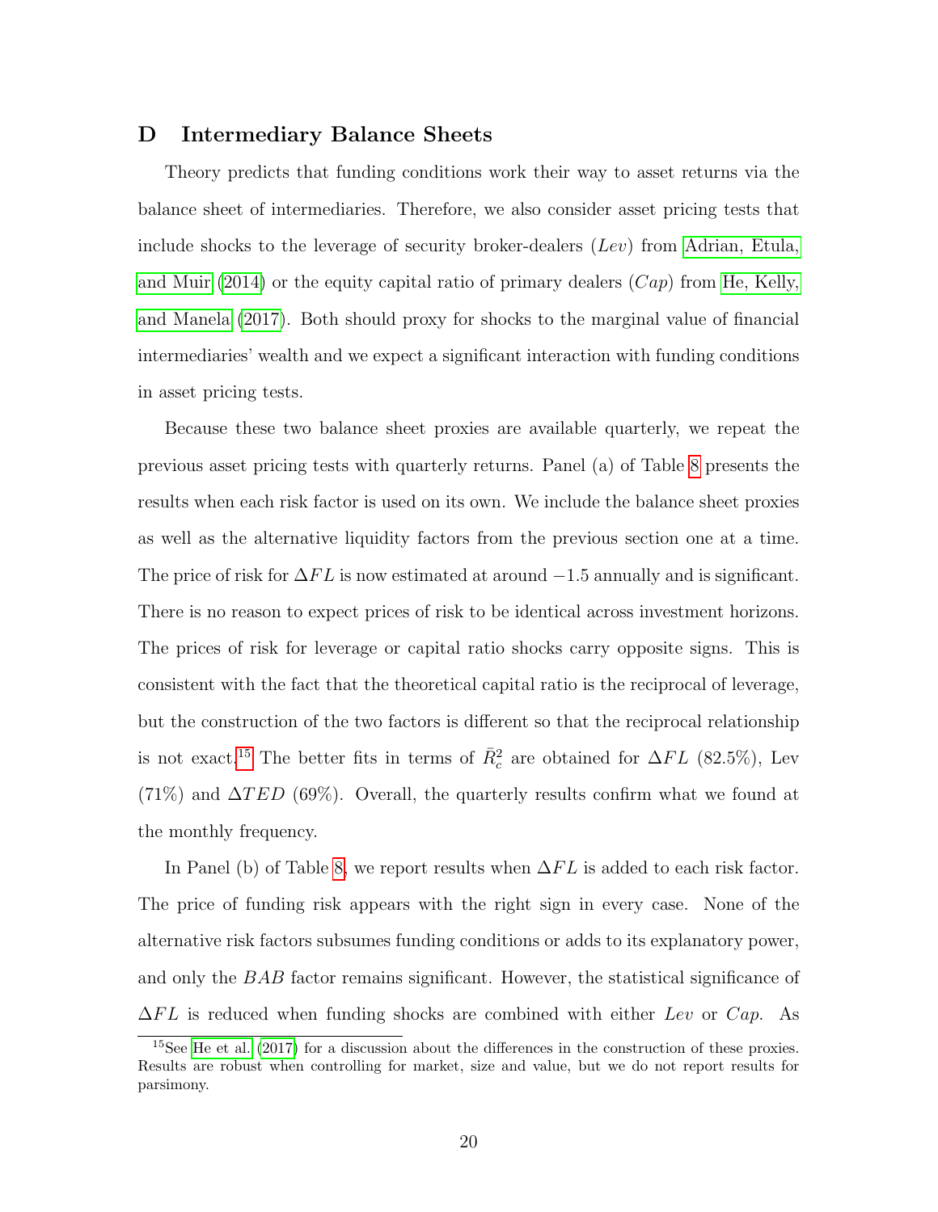## D Intermediary Balance Sheets

Theory predicts that funding conditions work their way to asset returns via the balance sheet of intermediaries. Therefore, we also consider asset pricing tests that include shocks to the leverage of security broker-dealers ($Lev$) from Adrian, Etula, and Muir (2014) or the equity capital ratio of primary dealers ($Cap$) from He, Kelly, and Manela (2017). Both should proxy for shocks to the marginal value of financial intermediaries' wealth and we expect a significant interaction with funding conditions in asset pricing tests.

Because these two balance sheet proxies are available quarterly, we repeat the previous asset pricing tests with quarterly returns. Panel (a) of Table 8 presents the results when each risk factor is used on its own. We include the balance sheet proxies as well as the alternative liquidity factors from the previous section one at a time. The price of risk for $\Delta FL$ is now estimated at around $-1.5$ annually and is significant. There is no reason to expect prices of risk to be identical across investment horizons. The prices of risk for leverage or capital ratio shocks carry opposite signs. This is consistent with the fact that the theoretical capital ratio is the reciprocal of leverage, but the construction of the two factors is different so that the reciprocal relationship is not exact.[15] The better fits in terms of $\bar{R}^2_c$ are obtained for $\Delta FL$ (82.5%), Lev (71%) and $\Delta TED$ (69%). Overall, the quarterly results confirm what we found at the monthly frequency.

In Panel (b) of Table 8, we report results when $\Delta FL$ is added to each risk factor. The price of funding risk appears with the right sign in every case. None of the alternative risk factors subsumes funding conditions or adds to its explanatory power, and only the $BAB$ factor remains significant. However, the statistical significance of $\Delta FL$ is reduced when funding shocks are combined with either $Lev$ or $Cap$. As

[15] See He et al. (2017) for a discussion about the differences in the construction of these proxies. Results are robust when controlling for market, size and value, but we do not report results for parsimony.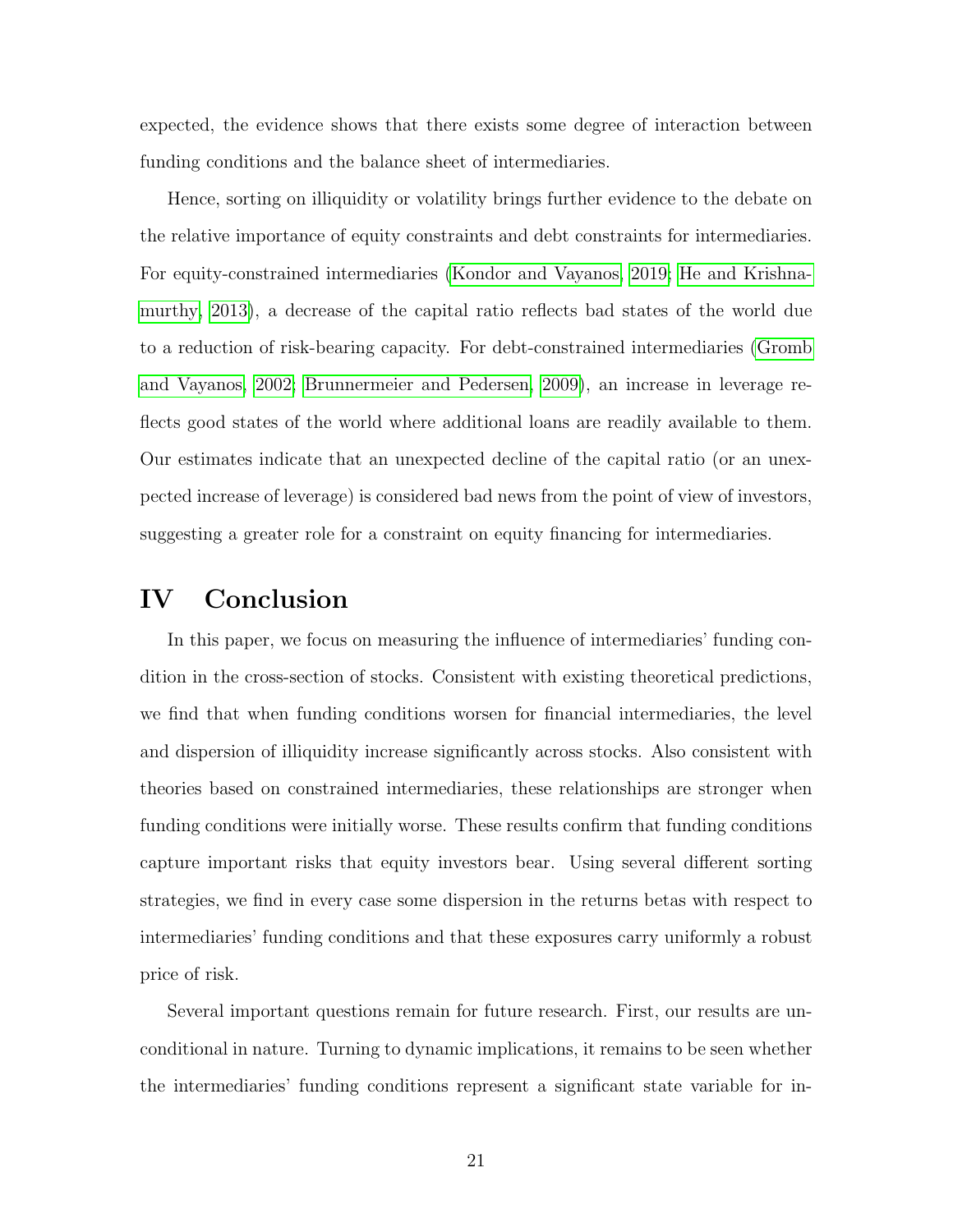expected, the evidence shows that there exists some degree of interaction between funding conditions and the balance sheet of intermediaries.

Hence, sorting on illiquidity or volatility brings further evidence to the debate on the relative importance of equity constraints and debt constraints for intermediaries. For equity-constrained intermediaries (Kondor and Vayanos, 2019; He and Krishnamurthy, 2013), a decrease of the capital ratio reflects bad states of the world due to a reduction of risk-bearing capacity. For debt-constrained intermediaries (Gromb and Vayanos, 2002; Brunnermeier and Pedersen, 2009), an increase in leverage reflects good states of the world where additional loans are readily available to them. Our estimates indicate that an unexpected decline of the capital ratio (or an unexpected increase of leverage) is considered bad news from the point of view of investors, suggesting a greater role for a constraint on equity financing for intermediaries.

# IV Conclusion

In this paper, we focus on measuring the influence of intermediaries' funding condition in the cross-section of stocks. Consistent with existing theoretical predictions, we find that when funding conditions worsen for financial intermediaries, the level and dispersion of illiquidity increase significantly across stocks. Also consistent with theories based on constrained intermediaries, these relationships are stronger when funding conditions were initially worse. These results confirm that funding conditions capture important risks that equity investors bear. Using several different sorting strategies, we find in every case some dispersion in the returns betas with respect to intermediaries' funding conditions and that these exposures carry uniformly a robust price of risk.

Several important questions remain for future research. First, our results are unconditional in nature. Turning to dynamic implications, it remains to be seen whether the intermediaries' funding conditions represent a significant state variable for in-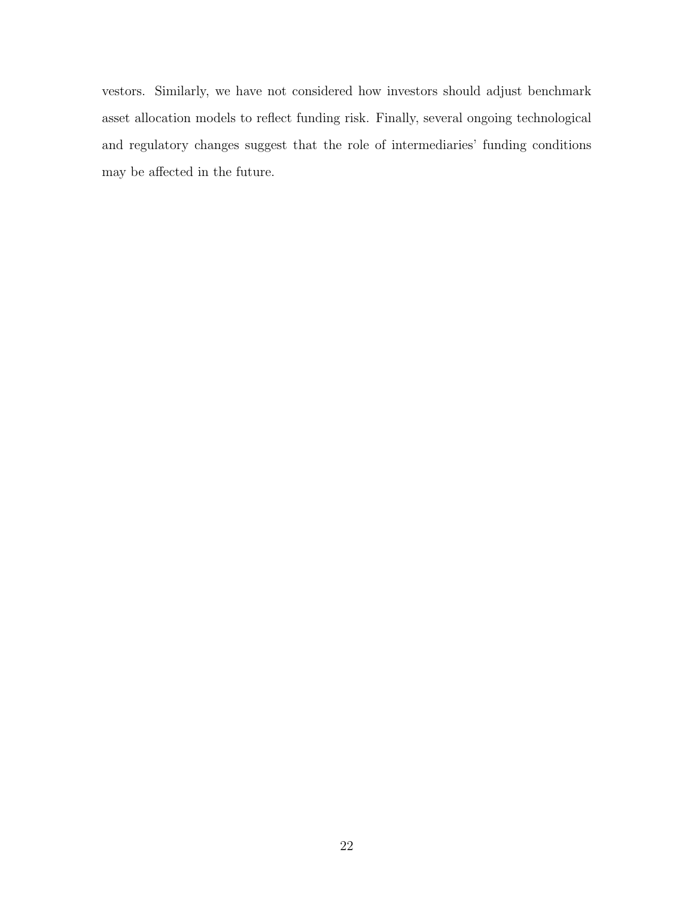vestors. Similarly, we have not considered how investors should adjust benchmark asset allocation models to reflect funding risk. Finally, several ongoing technological and regulatory changes suggest that the role of intermediaries' funding conditions may be affected in the future.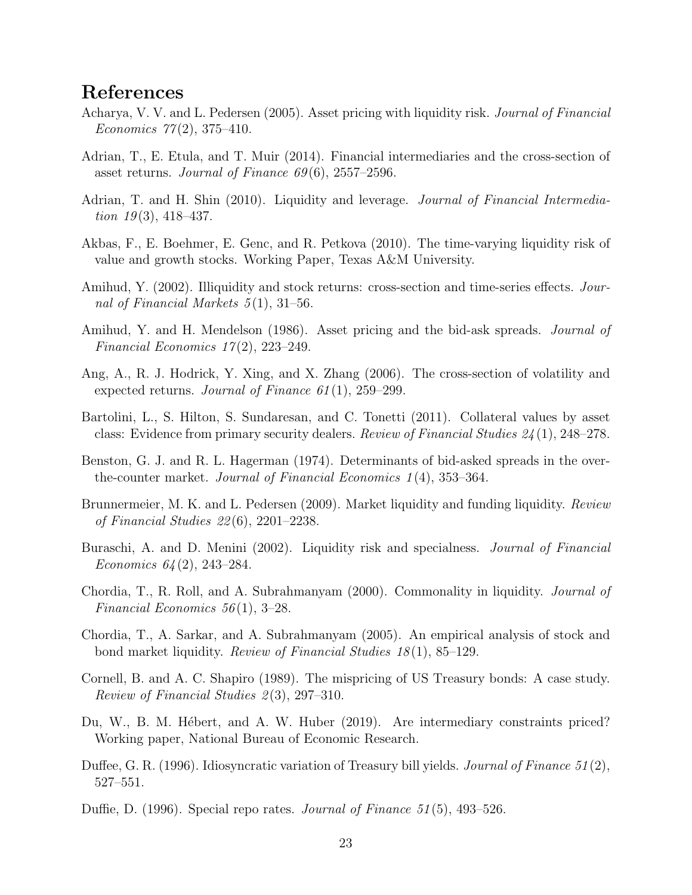## References

Acharya, V. V. and L. Pedersen (2005). Asset pricing with liquidity risk. *Journal of Financial Economics 77*(2), 375–410.

Adrian, T., E. Etula, and T. Muir (2014). Financial intermediaries and the cross-section of asset returns. *Journal of Finance 69*(6), 2557–2596.

Adrian, T. and H. Shin (2010). Liquidity and leverage. *Journal of Financial Intermediation 19*(3), 418–437.

Akbas, F., E. Boehmer, E. Genc, and R. Petkova (2010). The time-varying liquidity risk of value and growth stocks. Working Paper, Texas A&M University.

Amihud, Y. (2002). Illiquidity and stock returns: cross-section and time-series effects. *Journal of Financial Markets 5*(1), 31–56.

Amihud, Y. and H. Mendelson (1986). Asset pricing and the bid-ask spreads. *Journal of Financial Economics 17*(2), 223–249.

Ang, A., R. J. Hodrick, Y. Xing, and X. Zhang (2006). The cross-section of volatility and expected returns. *Journal of Finance 61*(1), 259–299.

Bartolini, L., S. Hilton, S. Sundaresan, and C. Tonetti (2011). Collateral values by asset class: Evidence from primary security dealers. *Review of Financial Studies 24*(1), 248–278.

Benston, G. J. and R. L. Hagerman (1974). Determinants of bid-asked spreads in the over-the-counter market. *Journal of Financial Economics 1*(4), 353–364.

Brunnermeier, M. K. and L. Pedersen (2009). Market liquidity and funding liquidity. *Review of Financial Studies 22*(6), 2201–2238.

Buraschi, A. and D. Menini (2002). Liquidity risk and specialness. *Journal of Financial Economics 64*(2), 243–284.

Chordia, T., R. Roll, and A. Subrahmanyam (2000). Commonality in liquidity. *Journal of Financial Economics 56*(1), 3–28.

Chordia, T., A. Sarkar, and A. Subrahmanyam (2005). An empirical analysis of stock and bond market liquidity. *Review of Financial Studies 18*(1), 85–129.

Cornell, B. and A. C. Shapiro (1989). The mispricing of US Treasury bonds: A case study. *Review of Financial Studies 2*(3), 297–310.

Du, W., B. M. Hébert, and A. W. Huber (2019). Are intermediary constraints priced? Working paper, National Bureau of Economic Research.

Duffee, G. R. (1996). Idiosyncratic variation of Treasury bill yields. *Journal of Finance 51*(2), 527–551.

Duffie, D. (1996). Special repo rates. *Journal of Finance 51*(5), 493–526.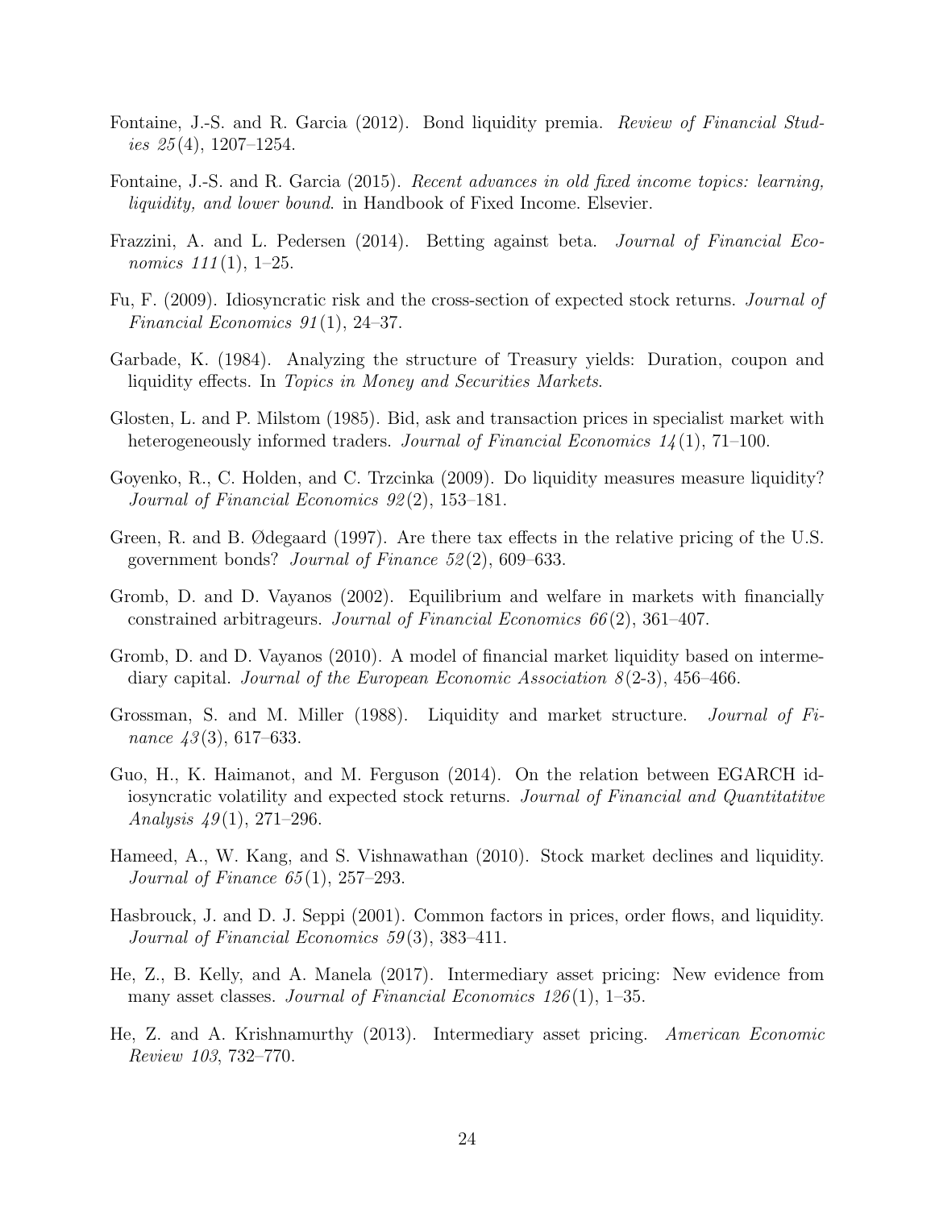Fontaine, J.-S. and R. Garcia (2012). Bond liquidity premia. *Review of Financial Studies 25*(4), 1207–1254.

Fontaine, J.-S. and R. Garcia (2015). *Recent advances in old fixed income topics: learning, liquidity, and lower bound*. in Handbook of Fixed Income. Elsevier.

Frazzini, A. and L. Pedersen (2014). Betting against beta. *Journal of Financial Economics 111*(1), 1–25.

Fu, F. (2009). Idiosyncratic risk and the cross-section of expected stock returns. *Journal of Financial Economics 91*(1), 24–37.

Garbade, K. (1984). Analyzing the structure of Treasury yields: Duration, coupon and liquidity effects. In *Topics in Money and Securities Markets*.

Glosten, L. and P. Milstom (1985). Bid, ask and transaction prices in specialist market with heterogeneously informed traders. *Journal of Financial Economics 14*(1), 71–100.

Goyenko, R., C. Holden, and C. Trzcinka (2009). Do liquidity measures measure liquidity? *Journal of Financial Economics 92*(2), 153–181.

Green, R. and B. Ødegaard (1997). Are there tax effects in the relative pricing of the U.S. government bonds? *Journal of Finance 52*(2), 609–633.

Gromb, D. and D. Vayanos (2002). Equilibrium and welfare in markets with financially constrained arbitrageurs. *Journal of Financial Economics 66*(2), 361–407.

Gromb, D. and D. Vayanos (2010). A model of financial market liquidity based on intermediary capital. *Journal of the European Economic Association 8*(2-3), 456–466.

Grossman, S. and M. Miller (1988). Liquidity and market structure. *Journal of Finance 43*(3), 617–633.

Guo, H., K. Haimanot, and M. Ferguson (2014). On the relation between EGARCH idiosyncratic volatility and expected stock returns. *Journal of Financial and Quantitatitve Analysis 49*(1), 271–296.

Hameed, A., W. Kang, and S. Vishnawathan (2010). Stock market declines and liquidity. *Journal of Finance 65*(1), 257–293.

Hasbrouck, J. and D. J. Seppi (2001). Common factors in prices, order flows, and liquidity. *Journal of Financial Economics 59*(3), 383–411.

He, Z., B. Kelly, and A. Manela (2017). Intermediary asset pricing: New evidence from many asset classes. *Journal of Financial Economics 126*(1), 1–35.

He, Z. and A. Krishnamurthy (2013). Intermediary asset pricing. *American Economic Review 103*, 732–770.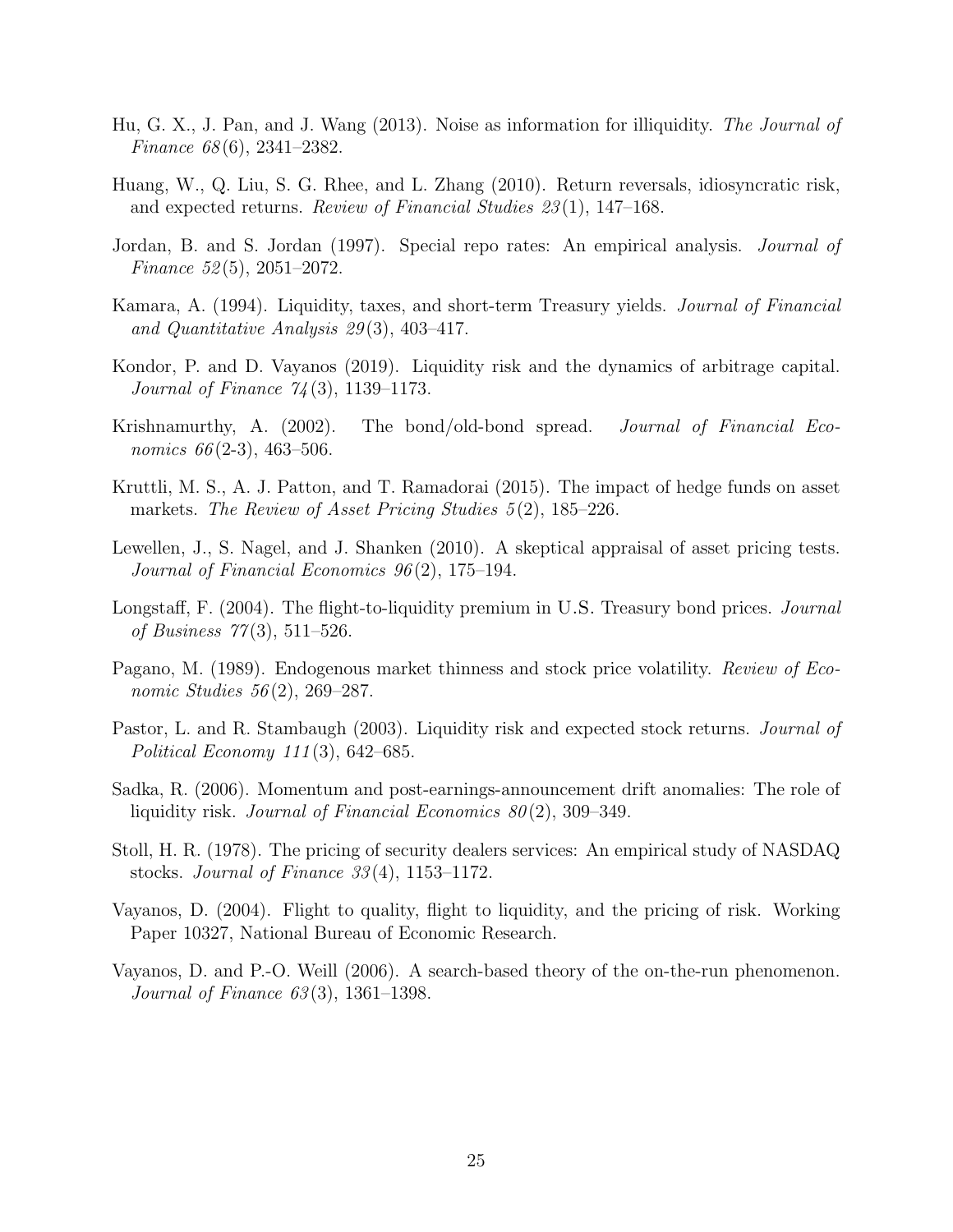Hu, G. X., J. Pan, and J. Wang (2013). Noise as information for illiquidity. *The Journal of Finance 68*(6), 2341–2382.

Huang, W., Q. Liu, S. G. Rhee, and L. Zhang (2010). Return reversals, idiosyncratic risk, and expected returns. *Review of Financial Studies 23*(1), 147–168.

Jordan, B. and S. Jordan (1997). Special repo rates: An empirical analysis. *Journal of Finance 52*(5), 2051–2072.

Kamara, A. (1994). Liquidity, taxes, and short-term Treasury yields. *Journal of Financial and Quantitative Analysis 29*(3), 403–417.

Kondor, P. and D. Vayanos (2019). Liquidity risk and the dynamics of arbitrage capital. *Journal of Finance 74*(3), 1139–1173.

Krishnamurthy, A. (2002). The bond/old-bond spread. *Journal of Financial Economics 66*(2-3), 463–506.

Kruttli, M. S., A. J. Patton, and T. Ramadorai (2015). The impact of hedge funds on asset markets. *The Review of Asset Pricing Studies 5*(2), 185–226.

Lewellen, J., S. Nagel, and J. Shanken (2010). A skeptical appraisal of asset pricing tests. *Journal of Financial Economics 96*(2), 175–194.

Longstaff, F. (2004). The flight-to-liquidity premium in U.S. Treasury bond prices. *Journal of Business 77*(3), 511–526.

Pagano, M. (1989). Endogenous market thinness and stock price volatility. *Review of Economic Studies 56*(2), 269–287.

Pastor, L. and R. Stambaugh (2003). Liquidity risk and expected stock returns. *Journal of Political Economy 111*(3), 642–685.

Sadka, R. (2006). Momentum and post-earnings-announcement drift anomalies: The role of liquidity risk. *Journal of Financial Economics 80*(2), 309–349.

Stoll, H. R. (1978). The pricing of security dealers services: An empirical study of NASDAQ stocks. *Journal of Finance 33*(4), 1153–1172.

Vayanos, D. (2004). Flight to quality, flight to liquidity, and the pricing of risk. Working Paper 10327, National Bureau of Economic Research.

Vayanos, D. and P.-O. Weill (2006). A search-based theory of the on-the-run phenomenon. *Journal of Finance 63*(3), 1361–1398.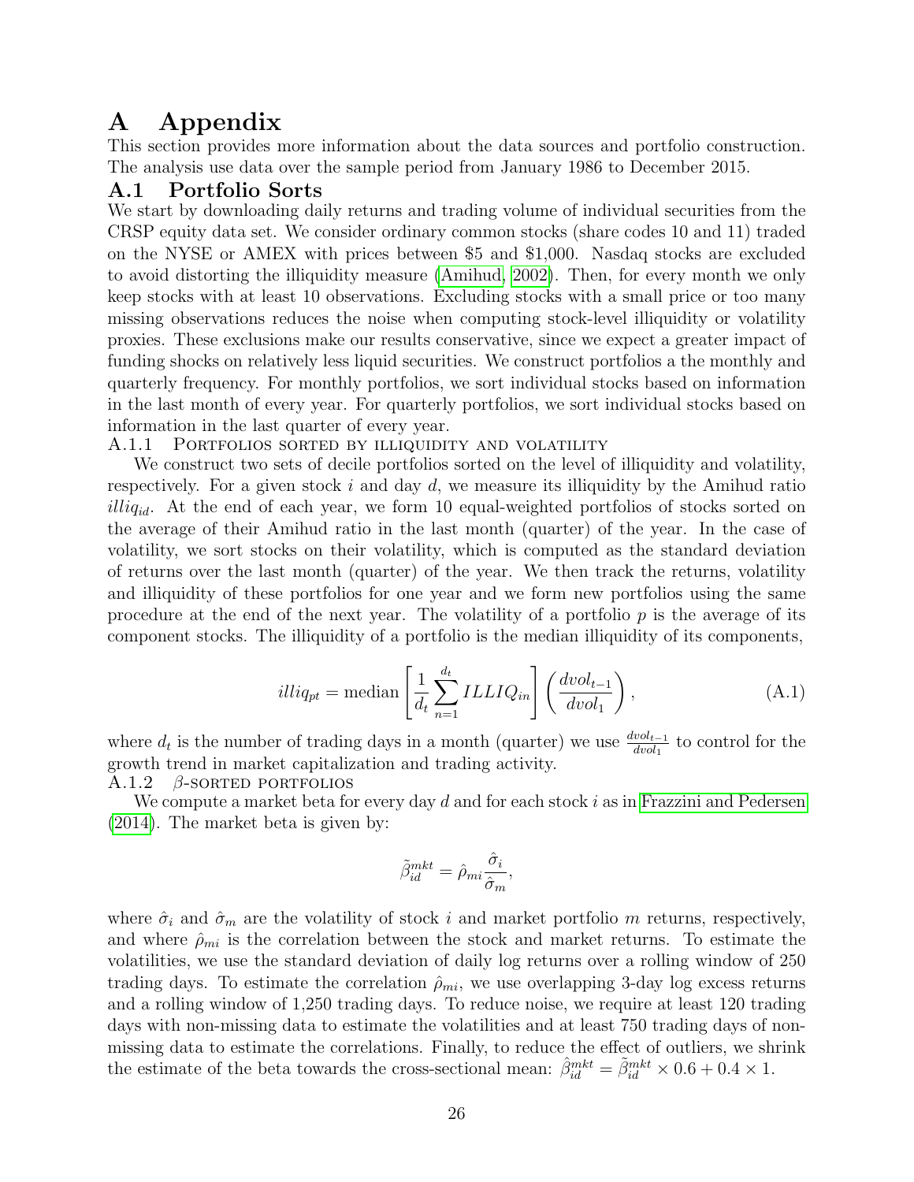# A Appendix

This section provides more information about the data sources and portfolio construction. The analysis use data over the sample period from January 1986 to December 2015.

## A.1 Portfolio Sorts

We start by downloading daily returns and trading volume of individual securities from the CRSP equity data set. We consider ordinary common stocks (share codes 10 and 11) traded on the NYSE or AMEX with prices between \$5 and \$1,000. Nasdaq stocks are excluded to avoid distorting the illiquidity measure (Amihud, 2002). Then, for every month we only keep stocks with at least 10 observations. Excluding stocks with a small price or too many missing observations reduces the noise when computing stock-level illiquidity or volatility proxies. These exclusions make our results conservative, since we expect a greater impact of funding shocks on relatively less liquid securities. We construct portfolios a the monthly and quarterly frequency. For monthly portfolios, we sort individual stocks based on information in the last month of every year. For quarterly portfolios, we sort individual stocks based on information in the last quarter of every year.

### A.1.1 Portfolios sorted by illiquidity and volatility

We construct two sets of decile portfolios sorted on the level of illiquidity and volatility, respectively. For a given stock $i$ and day $d$, we measure its illiquidity by the Amihud ratio $illiq_{id}$. At the end of each year, we form 10 equal-weighted portfolios of stocks sorted on the average of their Amihud ratio in the last month (quarter) of the year. In the case of volatility, we sort stocks on their volatility, which is computed as the standard deviation of returns over the last month (quarter) of the year. We then track the returns, volatility and illiquidity of these portfolios for one year and we form new portfolios using the same procedure at the end of the next year. The volatility of a portfolio $p$ is the average of its component stocks. The illiquidity of a portfolio is the median illiquidity of its components,

$$illiq_{pt} = \text{median}\left[\frac{1}{d_t}\sum_{n=1}^{d_t} ILLIQ_{in}\right]\left(\frac{dvol_{t-1}}{dvol_1}\right), \tag{A.1}$$

where $d_t$ is the number of trading days in a month (quarter) we use $\frac{dvol_{t-1}}{dvol_1}$ to control for the growth trend in market capitalization and trading activity.

### A.1.2 $\beta$-sorted portfolios

We compute a market beta for every day $d$ and for each stock $i$ as in Frazzini and Pedersen (2014). The market beta is given by:

$$\tilde{\beta}_{id}^{mkt} = \hat{\rho}_{mi}\frac{\hat{\sigma}_i}{\hat{\sigma}_m},$$

where $\hat{\sigma}_i$ and $\hat{\sigma}_m$ are the volatility of stock $i$ and market portfolio $m$ returns, respectively, and where $\hat{\rho}_{mi}$ is the correlation between the stock and market returns. To estimate the volatilities, we use the standard deviation of daily log returns over a rolling window of 250 trading days. To estimate the correlation $\hat{\rho}_{mi}$, we use overlapping 3-day log excess returns and a rolling window of 1,250 trading days. To reduce noise, we require at least 120 trading days with non-missing data to estimate the volatilities and at least 750 trading days of non-missing data to estimate the correlations. Finally, to reduce the effect of outliers, we shrink the estimate of the beta towards the cross-sectional mean: $\hat{\beta}_{id}^{mkt} = \tilde{\beta}_{id}^{mkt} \times 0.6 + 0.4 \times 1$.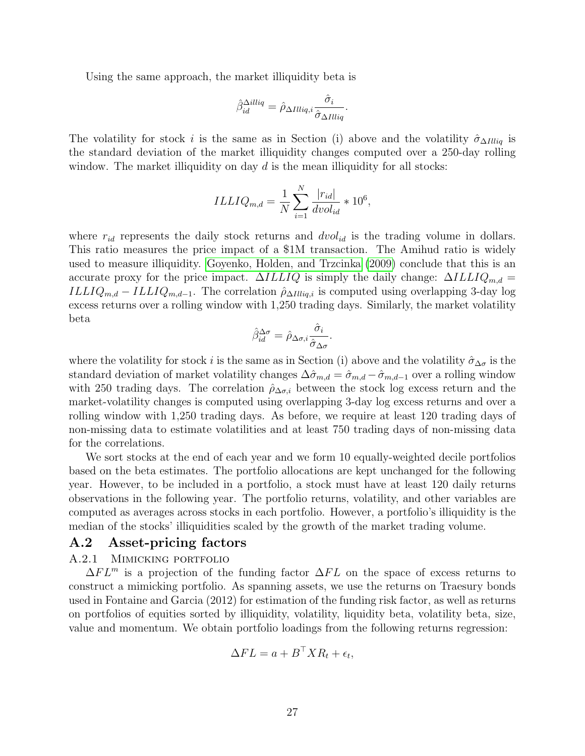Using the same approach, the market illiquidity beta is

$$\hat{\beta}_{id}^{\Delta illiq} = \hat{\rho}_{\Delta Illiq,i} \frac{\hat{\sigma}_i}{\hat{\sigma}_{\Delta Illiq}}.$$

The volatility for stock $i$ is the same as in Section (i) above and the volatility $\hat{\sigma}_{\Delta Illiq}$ is the standard deviation of the market illiquidity changes computed over a 250-day rolling window. The market illiquidity on day $d$ is the mean illiquidity for all stocks:

$$ILLIQ_{m,d} = \frac{1}{N} \sum_{i=1}^{N} \frac{|r_{id}|}{dvol_{id}} * 10^6,$$

where $r_{id}$ represents the daily stock returns and $dvol_{id}$ is the trading volume in dollars. This ratio measures the price impact of a $1M transaction. The Amihud ratio is widely used to measure illiquidity. Goyenko, Holden, and Trzcinka (2009) conclude that this is an accurate proxy for the price impact. $\Delta ILLIQ$ is simply the daily change: $\Delta ILLIQ_{m,d} = ILLIQ_{m,d} - ILLIQ_{m,d-1}$. The correlation $\hat{\rho}_{\Delta Illiq,i}$ is computed using overlapping 3-day log excess returns over a rolling window with 1,250 trading days. Similarly, the market volatility beta

$$\hat{\beta}_{id}^{\Delta\sigma} = \hat{\rho}_{\Delta\sigma,i} \frac{\hat{\sigma}_i}{\hat{\sigma}_{\Delta\sigma}}.$$

where the volatility for stock $i$ is the same as in Section (i) above and the volatility $\hat{\sigma}_{\Delta\sigma}$ is the standard deviation of market volatility changes $\Delta\hat{\sigma}_{m,d} = \hat{\sigma}_{m,d} - \hat{\sigma}_{m,d-1}$ over a rolling window with 250 trading days. The correlation $\hat{\rho}_{\Delta\sigma,i}$ between the stock log excess return and the market-volatility changes is computed using overlapping 3-day log excess returns and over a rolling window with 1,250 trading days. As before, we require at least 120 trading days of non-missing data to estimate volatilities and at least 750 trading days of non-missing data for the correlations.

We sort stocks at the end of each year and we form 10 equally-weighted decile portfolios based on the beta estimates. The portfolio allocations are kept unchanged for the following year. However, to be included in a portfolio, a stock must have at least 120 daily returns observations in the following year. The portfolio returns, volatility, and other variables are computed as averages across stocks in each portfolio. However, a portfolio's illiquidity is the median of the stocks' illiquidities scaled by the growth of the market trading volume.

## A.2 Asset-pricing factors

### A.2.1 Mimicking portfolio

$\Delta FL^m$ is a projection of the funding factor $\Delta FL$ on the space of excess returns to construct a mimicking portfolio. As spanning assets, we use the returns on Traesury bonds used in Fontaine and Garcia (2012) for estimation of the funding risk factor, as well as returns on portfolios of equities sorted by illiquidity, volatility, liquidity beta, volatility beta, size, value and momentum. We obtain portfolio loadings from the following returns regression:

$$\Delta FL = a + B^\top XR_t + \epsilon_t,$$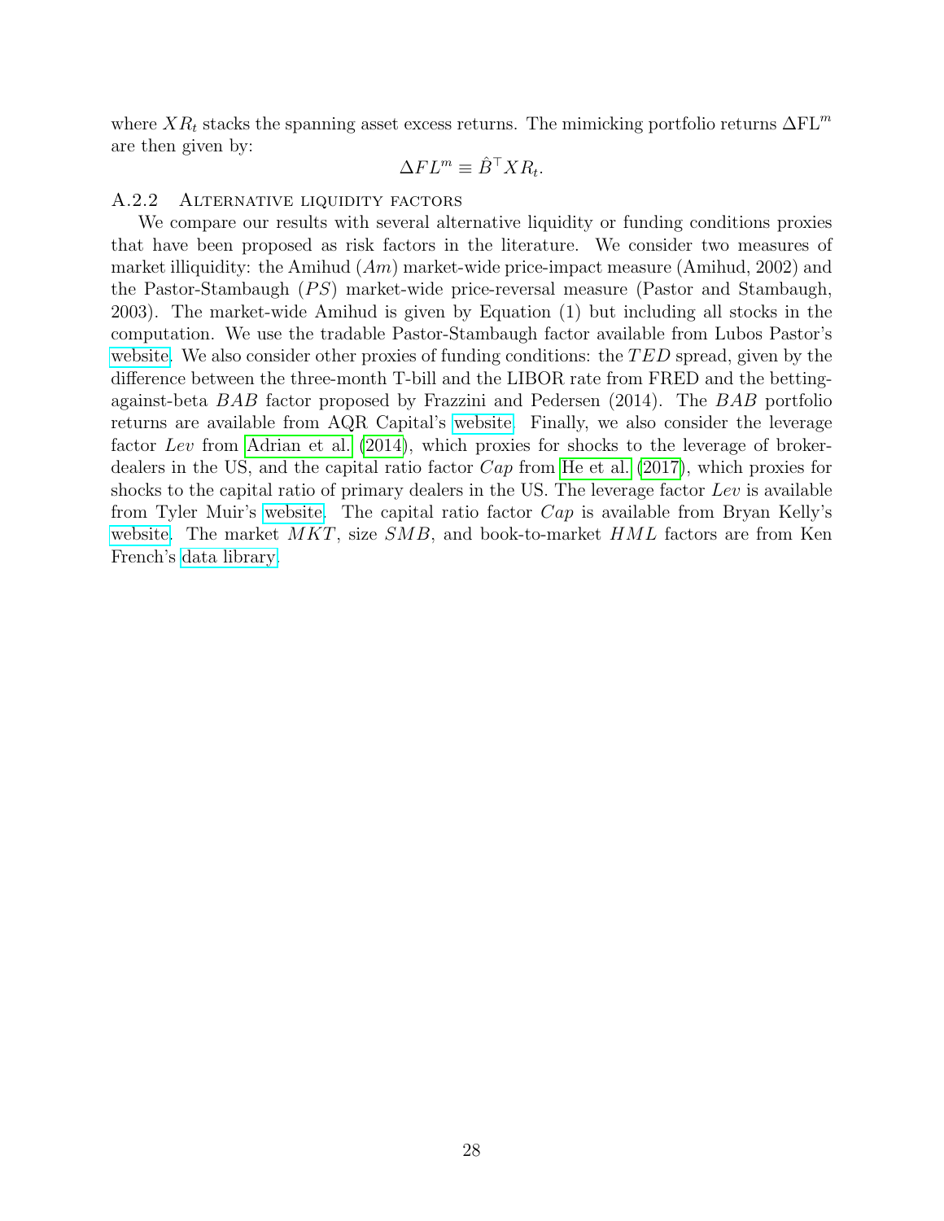where $XR_t$ stacks the spanning asset excess returns. The mimicking portfolio returns $\Delta \text{FL}^m$ are then given by:

$$\Delta FL^m \equiv \hat{B}^\top XR_t.$$

### A.2.2 Alternative liquidity factors

We compare our results with several alternative liquidity or funding conditions proxies that have been proposed as risk factors in the literature. We consider two measures of market illiquidity: the Amihud ($Am$) market-wide price-impact measure (Amihud, 2002) and the Pastor-Stambaugh ($PS$) market-wide price-reversal measure (Pastor and Stambaugh, 2003). The market-wide Amihud is given by Equation (1) but including all stocks in the computation. We use the tradable Pastor-Stambaugh factor available from Lubos Pastor's website. We also consider other proxies of funding conditions: the $TED$ spread, given by the difference between the three-month T-bill and the LIBOR rate from FRED and the betting-against-beta $BAB$ factor proposed by Frazzini and Pedersen (2014). The $BAB$ portfolio returns are available from AQR Capital's website. Finally, we also consider the leverage factor $Lev$ from Adrian et al. (2014), which proxies for shocks to the leverage of broker-dealers in the US, and the capital ratio factor $Cap$ from He et al. (2017), which proxies for shocks to the capital ratio of primary dealers in the US. The leverage factor $Lev$ is available from Tyler Muir's website. The capital ratio factor $Cap$ is available from Bryan Kelly's website. The market $MKT$, size $SMB$, and book-to-market $HML$ factors are from Ken French's data library.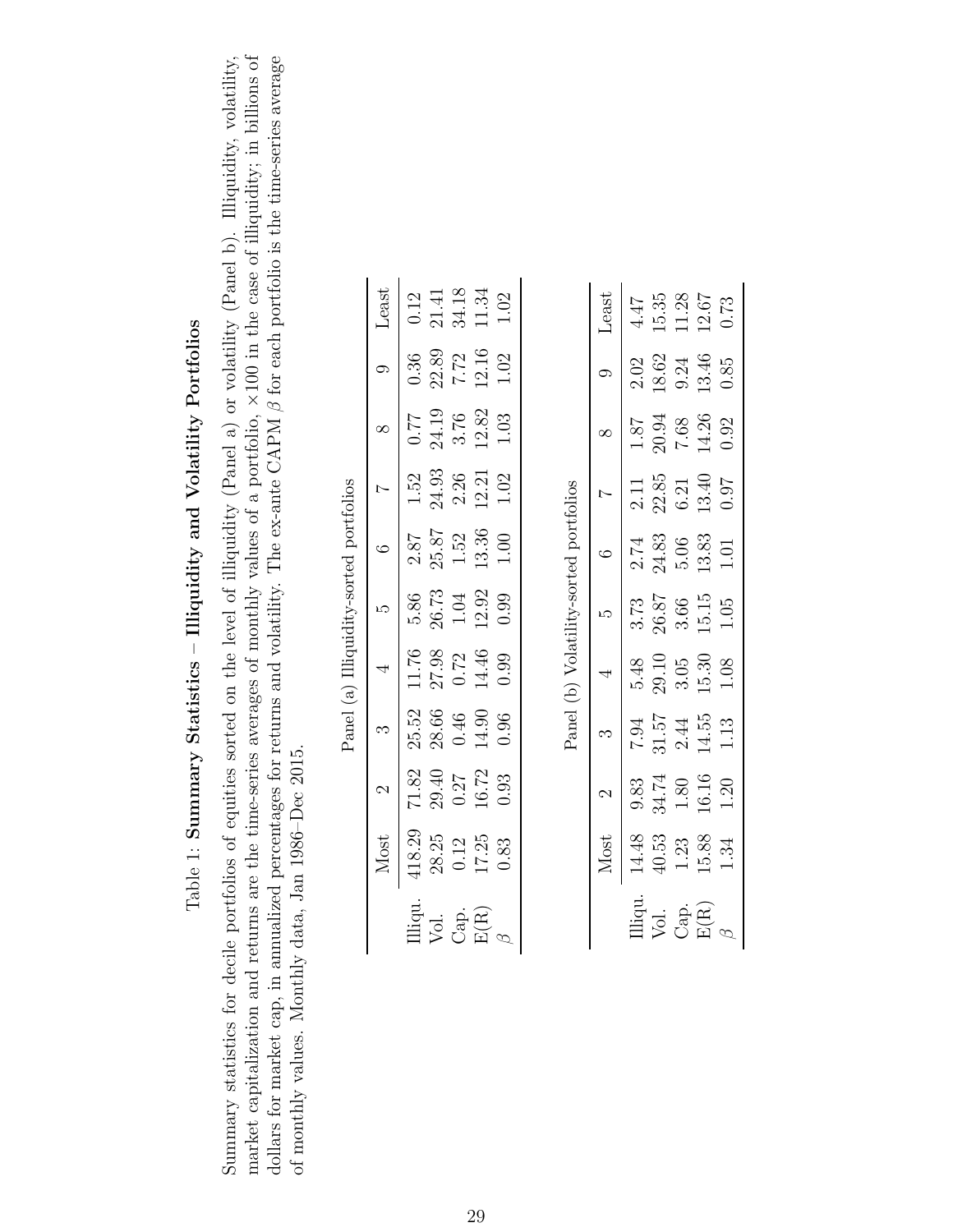Table 1: **Summary Statistics – Illiquidity and Volatility Portfolios**

Summary statistics for decile portfolios of equities sorted on the level of illiquidity (Panel a) or volatility (Panel b). Illiquidity, volatility, market capitalization and returns are the time-series averages of monthly values of a portfolio, ×100 in the case of illiquidity; in billions of dollars for market cap, in annualized percentages for returns and volatility. The ex-ante CAPM $\beta$ for each portfolio is the time-series average of monthly values. Monthly data, Jan 1986–Dec 2015.

Panel (a) Illiquidity-sorted portfolios

| | Most | 2 | 3 | 4 | 5 | 6 | 7 | 8 | 9 | Least |
|---|---|---|---|---|---|---|---|---|---|---|
| Illiqu. | 418.29 | 71.82 | 25.52 | 11.76 | 5.86 | 2.87 | 1.52 | 0.77 | 0.36 | 0.12 |
| Vol. | 28.25 | 29.40 | 28.66 | 27.98 | 26.73 | 25.87 | 24.93 | 24.19 | 22.89 | 21.41 |
| Cap. | 0.12 | 0.27 | 0.46 | 0.72 | 1.04 | 1.52 | 2.26 | 3.76 | 7.72 | 34.18 |
| E(R) | 17.25 | 16.72 | 14.90 | 14.46 | 12.92 | 13.36 | 12.21 | 12.82 | 12.16 | 11.34 |
| $\beta$ | 0.83 | 0.93 | 0.96 | 0.99 | 0.99 | 1.00 | 1.02 | 1.03 | 1.02 | 1.02 |

Panel (b) Volatility-sorted portfolios

| | Most | 2 | 3 | 4 | 5 | 6 | 7 | 8 | 9 | Least |
|---|---|---|---|---|---|---|---|---|---|---|
| Illiqu. | 14.48 | 9.83 | 7.94 | 5.48 | 3.73 | 2.74 | 2.11 | 1.87 | 2.02 | 4.47 |
| Vol. | 40.53 | 34.74 | 31.57 | 29.10 | 26.87 | 24.83 | 22.85 | 20.94 | 18.62 | 15.35 |
| Cap. | 1.23 | 1.80 | 2.44 | 3.05 | 3.66 | 5.06 | 6.21 | 7.68 | 9.24 | 11.28 |
| E(R) | 15.88 | 16.16 | 14.55 | 15.30 | 15.15 | 13.83 | 13.40 | 14.26 | 13.46 | 12.67 |
| $\beta$ | 1.34 | 1.20 | 1.13 | 1.08 | 1.05 | 1.01 | 0.97 | 0.92 | 0.85 | 0.73 |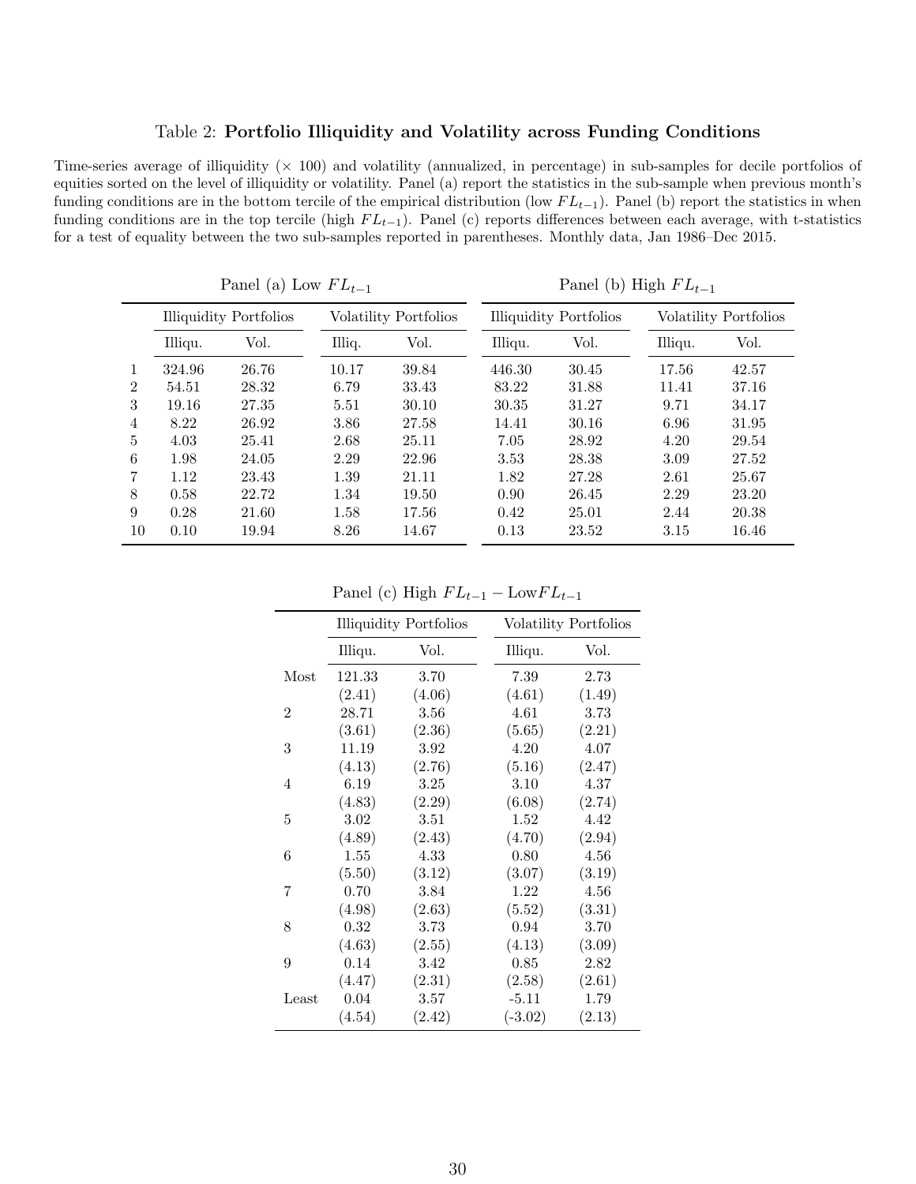Table 2: **Portfolio Illiquidity and Volatility across Funding Conditions**

Time-series average of illiquidity (× 100) and volatility (annualized, in percentage) in sub-samples for decile portfolios of equities sorted on the level of illiquidity or volatility. Panel (a) report the statistics in the sub-sample when previous month's funding conditions are in the bottom tercile of the empirical distribution (low $FL_{t-1}$). Panel (b) report the statistics in when funding conditions are in the top tercile (high $FL_{t-1}$). Panel (c) reports differences between each average, with t-statistics for a test of equality between the two sub-samples reported in parentheses. Monthly data, Jan 1986–Dec 2015.

| | Panel (a) Low $FL_{t-1}$ | | | | Panel (b) High $FL_{t-1}$ | | | |
|---|---|---|---|---|---|---|---|---|
| | Illiquidity Portfolios | | Volatility Portfolios | | Illiquidity Portfolios | | Volatility Portfolios | |
| | Illiqu. | Vol. | Illiq. | Vol. | Illiqu. | Vol. | Illiqu. | Vol. |
| 1 | 324.96 | 26.76 | 10.17 | 39.84 | 446.30 | 30.45 | 17.56 | 42.57 |
| 2 | 54.51 | 28.32 | 6.79 | 33.43 | 83.22 | 31.88 | 11.41 | 37.16 |
| 3 | 19.16 | 27.35 | 5.51 | 30.10 | 30.35 | 31.27 | 9.71 | 34.17 |
| 4 | 8.22 | 26.92 | 3.86 | 27.58 | 14.41 | 30.16 | 6.96 | 31.95 |
| 5 | 4.03 | 25.41 | 2.68 | 25.11 | 7.05 | 28.92 | 4.20 | 29.54 |
| 6 | 1.98 | 24.05 | 2.29 | 22.96 | 3.53 | 28.38 | 3.09 | 27.52 |
| 7 | 1.12 | 23.43 | 1.39 | 21.11 | 1.82 | 27.28 | 2.61 | 25.67 |
| 8 | 0.58 | 22.72 | 1.34 | 19.50 | 0.90 | 26.45 | 2.29 | 23.20 |
| 9 | 0.28 | 21.60 | 1.58 | 17.56 | 0.42 | 25.01 | 2.44 | 20.38 |
| 10 | 0.10 | 19.94 | 8.26 | 14.67 | 0.13 | 23.52 | 3.15 | 16.46 |

Panel (c) High $FL_{t-1}$ − Low$FL_{t-1}$

| | Illiquidity Portfolios | | Volatility Portfolios | |
|---|---|---|---|---|
| | Illiqu. | Vol. | Illiqu. | Vol. |
| Most | 121.33 | 3.70 | 7.39 | 2.73 |
| | (2.41) | (4.06) | (4.61) | (1.49) |
| 2 | 28.71 | 3.56 | 4.61 | 3.73 |
| | (3.61) | (2.36) | (5.65) | (2.21) |
| 3 | 11.19 | 3.92 | 4.20 | 4.07 |
| | (4.13) | (2.76) | (5.16) | (2.47) |
| 4 | 6.19 | 3.25 | 3.10 | 4.37 |
| | (4.83) | (2.29) | (6.08) | (2.74) |
| 5 | 3.02 | 3.51 | 1.52 | 4.42 |
| | (4.89) | (2.43) | (4.70) | (2.94) |
| 6 | 1.55 | 4.33 | 0.80 | 4.56 |
| | (5.50) | (3.12) | (3.07) | (3.19) |
| 7 | 0.70 | 3.84 | 1.22 | 4.56 |
| | (4.98) | (2.63) | (5.52) | (3.31) |
| 8 | 0.32 | 3.73 | 0.94 | 3.70 |
| | (4.63) | (2.55) | (4.13) | (3.09) |
| 9 | 0.14 | 3.42 | 0.85 | 2.82 |
| | (4.47) | (2.31) | (2.58) | (2.61) |
| Least | 0.04 | 3.57 | -5.11 | 1.79 |
| | (4.54) | (2.42) | (-3.02) | (2.13) |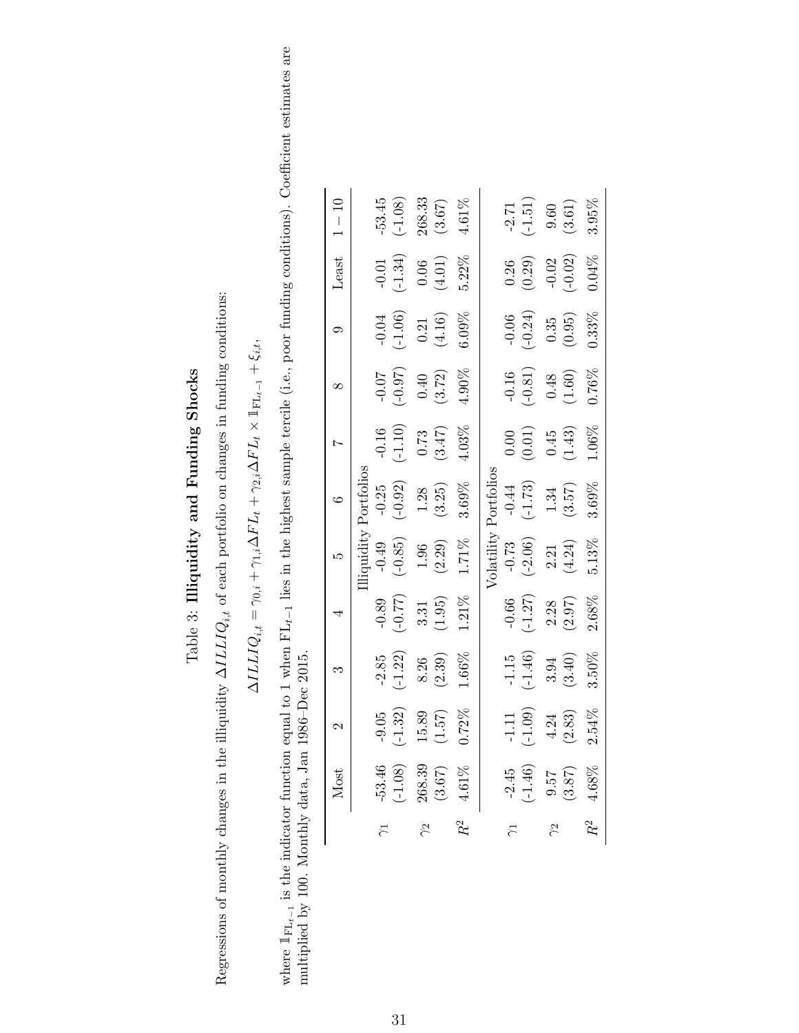Table 3: **Illiquidity and Funding Shocks**

Regressions of monthly changes in the illiquidity $\Delta ILLIQ_{i,t}$ of each portfolio on changes in funding conditions:

$$\Delta ILLIQ_{i,t} = \gamma_{0,i} + \gamma_{1,i}\Delta FL_t + \gamma_{2,i}\Delta FL_t \times \mathbb{1}_{\text{FL}_{t-1}} + \xi_{i,t},$$

where $\mathbb{1}_{\text{FL}_{t-1}}$ is the indicator function equal to 1 when $\text{FL}_{t-1}$ lies in the highest sample tercile (i.e., poor funding conditions). Coefficient estimates are multiplied by 100. Monthly data, Jan 1986–Dec 2015.

| | Most | 2 | 3 | 4 | 5 | 6 | 7 | 8 | 9 | Least | $1-10$ |
|---|---|---|---|---|---|---|---|---|---|---|---|
| | | | | | Illiquidity Portfolios | | | | | | |
| $\gamma_1$ | -53.46 | -9.05 | -2.85 | -0.89 | -0.49 | -0.25 | -0.16 | -0.07 | -0.04 | -0.01 | -53.45 |
| | (-1.08) | (-1.32) | (-1.22) | (-0.77) | (-0.85) | (-0.92) | (-1.10) | (-0.97) | (-1.06) | (-1.34) | (-1.08) |
| $\gamma_2$ | 268.39 | 15.89 | 8.26 | 3.31 | 1.96 | 1.28 | 0.73 | 0.40 | 0.21 | 0.06 | 268.33 |
| | (3.67) | (1.57) | (2.39) | (1.95) | (2.29) | (3.25) | (3.47) | (3.72) | (4.16) | (4.01) | (3.67) |
| $R^2$ | 4.61% | 0.72% | 1.66% | 1.21% | 1.71% | 3.69% | 4.03% | 4.90% | 6.09% | 5.22% | 4.61% |
| | | | | | Volatility Portfolios | | | | | | |
| $\gamma_1$ | -2.45 | -1.11 | -1.15 | -0.66 | -0.73 | -0.44 | 0.00 | -0.16 | -0.06 | 0.26 | -2.71 |
| | (-1.46) | (-1.09) | (-1.46) | (-1.27) | (-2.06) | (-1.73) | (0.01) | (-0.81) | (-0.24) | (0.29) | (-1.51) |
| $\gamma_2$ | 9.57 | 4.24 | 3.94 | 2.28 | 2.21 | 1.34 | 0.45 | 0.48 | 0.35 | -0.02 | 9.60 |
| | (3.87) | (2.83) | (3.40) | (2.97) | (4.24) | (3.57) | (1.43) | (1.60) | (0.95) | (-0.02) | (3.61) |
| $R^2$ | 4.68% | 2.54% | 3.50% | 2.68% | 5.13% | 3.69% | 1.06% | 0.76% | 0.33% | 0.04% | 3.95% |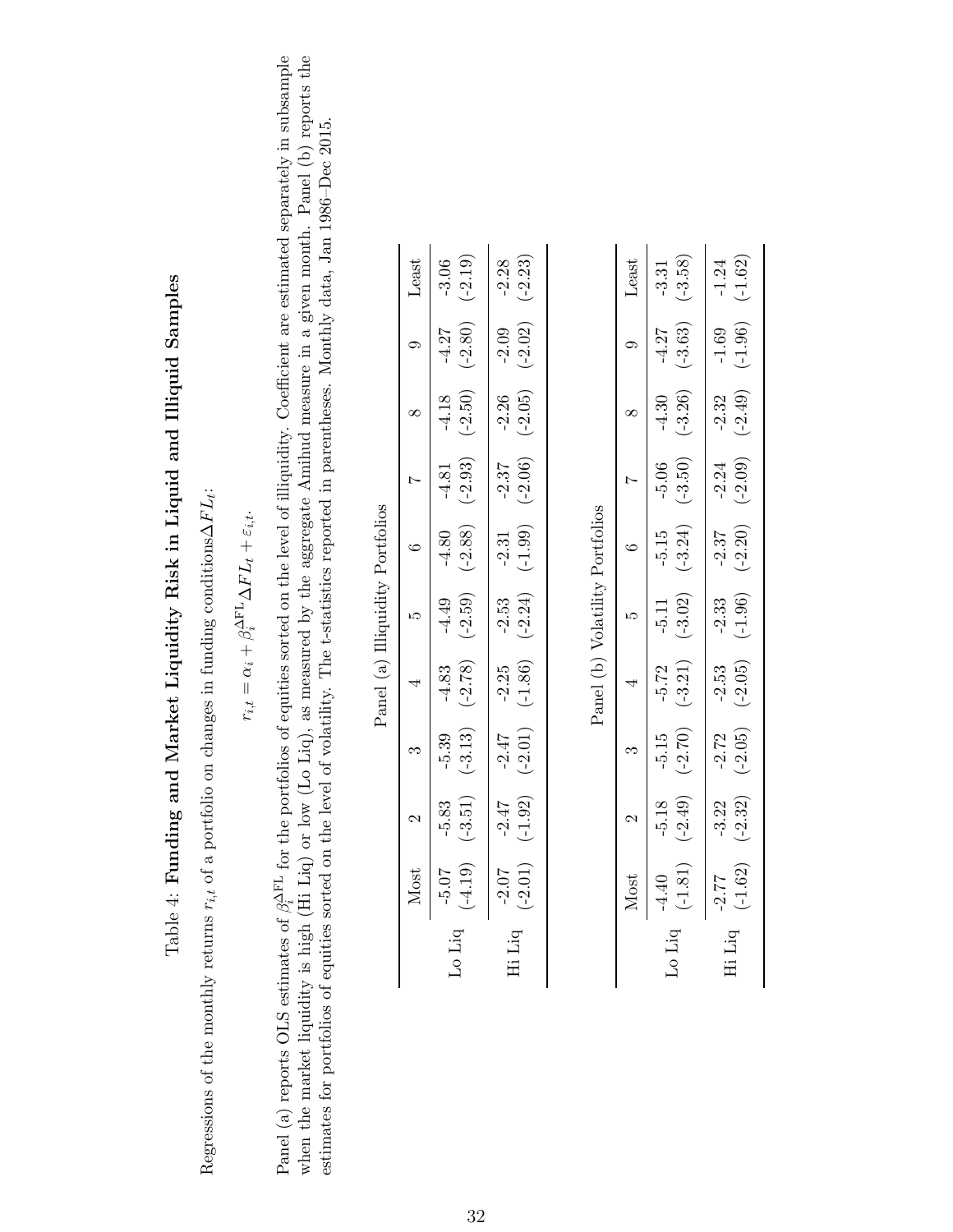Table 4: **Funding and Market Liquidity Risk in Liquid and Illiquid Samples**

Regressions of the monthly returns $r_{i,t}$ of a portfolio on changes in funding conditions$\Delta FL_t$:

$$r_{i,t} = \alpha_i + \beta_i^{\Delta \text{FL}} \Delta FL_t + \varepsilon_{i,t}.$$

Panel (a) reports OLS estimates of $\beta_i^{\Delta \text{FL}}$ for the portfolios of equities sorted on the level of illiquidity. Coefficient are estimated separately in subsample when the market liquidity is high (Hi Liq) or low (Lo Liq), as measured by the aggregate Amihud measure in a given month. Panel (b) reports the estimates for portfolios of equities sorted on the level of volatility. The t-statistics reported in parentheses. Monthly data, Jan 1986–Dec 2015.

Panel (a) Illiquidity Portfolios

| | Most | 2 | 3 | 4 | 5 | 6 | 7 | 8 | 9 | Least |
|---|---|---|---|---|---|---|---|---|---|---|
| Lo Liq | -5.07 | -5.83 | -5.39 | -4.83 | -4.49 | -4.80 | -4.81 | -4.18 | -4.27 | -3.06 |
| | (-4.19) | (-3.51) | (-3.13) | (-2.78) | (-2.59) | (-2.88) | (-2.93) | (-2.50) | (-2.80) | (-2.19) |
| Hi Liq | -2.07 | -2.47 | -2.47 | -2.25 | -2.53 | -2.31 | -2.37 | -2.26 | -2.09 | -2.28 |
| | (-2.01) | (-1.92) | (-2.01) | (-1.86) | (-2.24) | (-1.99) | (-2.06) | (-2.05) | (-2.02) | (-2.23) |

Panel (b) Volatility Portfolios

| | Most | 2 | 3 | 4 | 5 | 6 | 7 | 8 | 9 | Least |
|---|---|---|---|---|---|---|---|---|---|---|
| Lo Liq | -4.40 | -5.18 | -5.15 | -5.72 | -5.11 | -5.15 | -5.06 | -4.30 | -4.27 | -3.31 |
| | (-1.81) | (-2.49) | (-2.70) | (-3.21) | (-3.02) | (-3.24) | (-3.50) | (-3.26) | (-3.63) | (-3.58) |
| Hi Liq | -2.77 | -3.22 | -2.72 | -2.53 | -2.33 | -2.37 | -2.24 | -2.32 | -1.69 | -1.24 |
| | (-1.62) | (-2.32) | (-2.05) | (-2.05) | (-1.96) | (-2.20) | (-2.09) | (-2.49) | (-1.96) | (-1.62) |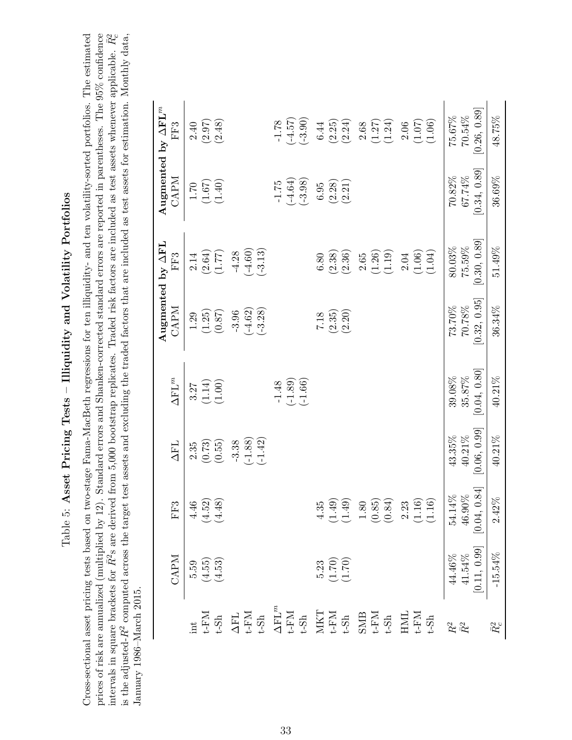# Table 5: Asset Pricing Tests – Illiquidity and Volatility Portfolios

Cross-sectional asset pricing tests based on two-stage Fama-MacBeth regressions for ten illiquidity- and ten volatility-sorted portfolios. The estimated prices of risk are annualized (multiplied by 12). Standard errors and Shanken-corrected standard errors are reported in parentheses. The 95% confidence intervals in square brackets for $\bar{R}^2$s are derived from 5,000 bootstrap replicates. Traded risk factors are included as test assets whenever applicable. $\bar{R}^2_c$ is the adjusted-$R^2$ computed across the target test assets and excluding the traded factors that are included as test assets for estimation. Monthly data, January 1986–March 2015.

| | CAPM | FF3 | ΔFL | $\Delta\text{FL}^m$ | Augmented by ΔFL CAPM | Augmented by ΔFL FF3 | Augmented by $\Delta\text{FL}^m$ CAPM | Augmented by $\Delta\text{FL}^m$ FF3 |
|---|---|---|---|---|---|---|---|---|
| int | 5.59 | 4.46 | 2.35 | 3.27 | 1.29 | 2.14 | 1.70 | 2.40 |
| t-FM | (4.55) | (4.52) | (0.73) | (1.14) | (1.25) | (2.64) | (1.67) | (2.97) |
| t-Sh | (4.53) | (4.48) | (0.55) | (1.00) | (0.87) | (1.77) | (1.40) | (2.48) |
| ΔFL | | | -3.38 | | -3.96 | -4.28 | | |
| t-FM | | | (-1.88) | | (-4.62) | (-4.60) | | |
| t-Sh | | | (-1.42) | | (-3.28) | (-3.13) | | |
| $\Delta\text{FL}^m$ | | | | -1.48 | | | -1.75 | -1.78 |
| t-FM | | | | (-1.89) | | | (-4.64) | (-4.57) |
| t-Sh | | | | (-1.66) | | | (-3.98) | (-3.90) |
| MKT | 5.23 | 4.35 | | | 7.18 | 6.80 | 6.95 | 6.44 |
| t-FM | (1.70) | (1.49) | | | (2.35) | (2.38) | (2.28) | (2.25) |
| t-Sh | (1.70) | (1.49) | | | (2.20) | (2.36) | (2.21) | (2.24) |
| SMB | | 1.80 | | | | 2.65 | | 2.68 |
| t-FM | | (0.85) | | | | (1.26) | | (1.27) |
| t-Sh | | (0.84) | | | | (1.19) | | (1.24) |
| HML | | 2.23 | | | | 2.04 | | 2.06 |
| t-FM | | (1.16) | | | | (1.06) | | (1.07) |
| t-Sh | | (1.16) | | | | (1.04) | | (1.06) |
| $R^2$ | 44.46% | 54.14% | 43.35% | 39.08% | 73.70% | 80.03% | 70.82% | 75.67% |
| $\bar{R}^2$ | 41.54% | 46.90% | 40.21% | 35.87% | 70.78% | 75.59% | 67.74% | 70.54% |
| | [0.11, 0.99] | [0.04, 0.84] | [0.06, 0.99] | [0.04, 0.80] | [0.32, 0.95] | [0.30, 0.89] | [0.34, 0.89] | [0.26, 0.89] |
| $\bar{R}^2_c$ | -15.54% | 2.42% | 40.21% | 40.21% | 36.34% | 51.49% | 36.69% | 48.75% |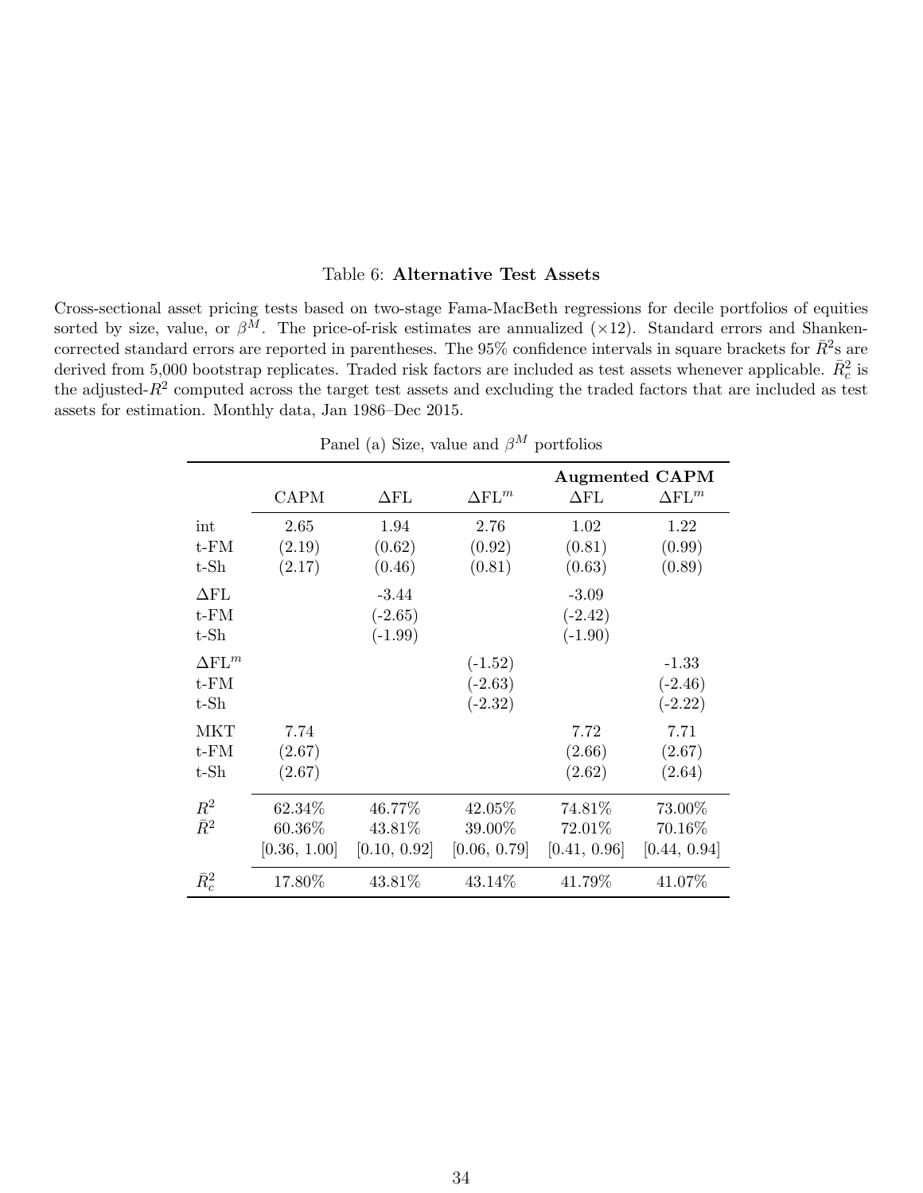Table 6: **Alternative Test Assets**

Cross-sectional asset pricing tests based on two-stage Fama-MacBeth regressions for decile portfolios of equities sorted by size, value, or $\beta^M$. The price-of-risk estimates are annualized ($\times$12). Standard errors and Shanken-corrected standard errors are reported in parentheses. The 95% confidence intervals in square brackets for $\bar{R}^2$s are derived from 5,000 bootstrap replicates. Traded risk factors are included as test assets whenever applicable. $\bar{R}^2_c$ is the adjusted-$R^2$ computed across the target test assets and excluding the traded factors that are included as test assets for estimation. Monthly data, Jan 1986–Dec 2015.

Panel (a) Size, value and $\beta^M$ portfolios

| | | | | **Augmented CAPM** | |
|---|---|---|---|---|---|
| | CAPM | $\Delta$FL | $\Delta$FL$^m$ | $\Delta$FL | $\Delta$FL$^m$ |
| int | 2.65 | 1.94 | 2.76 | 1.02 | 1.22 |
| t-FM | (2.19) | (0.62) | (0.92) | (0.81) | (0.99) |
| t-Sh | (2.17) | (0.46) | (0.81) | (0.63) | (0.89) |
| $\Delta$FL | | -3.44 | | -3.09 | |
| t-FM | | (-2.65) | | (-2.42) | |
| t-Sh | | (-1.99) | | (-1.90) | |
| $\Delta$FL$^m$ | | | (-1.52) | | -1.33 |
| t-FM | | | (-2.63) | | (-2.46) |
| t-Sh | | | (-2.32) | | (-2.22) |
| MKT | 7.74 | | | 7.72 | 7.71 |
| t-FM | (2.67) | | | (2.66) | (2.67) |
| t-Sh | (2.67) | | | (2.62) | (2.64) |
| $R^2$ | 62.34% | 46.77% | 42.05% | 74.81% | 73.00% |
| $\bar{R}^2$ | 60.36% | 43.81% | 39.00% | 72.01% | 70.16% |
| | [0.36, 1.00] | [0.10, 0.92] | [0.06, 0.79] | [0.41, 0.96] | [0.44, 0.94] |
| $\bar{R}^2_c$ | 17.80% | 43.81% | 43.14% | 41.79% | 41.07% |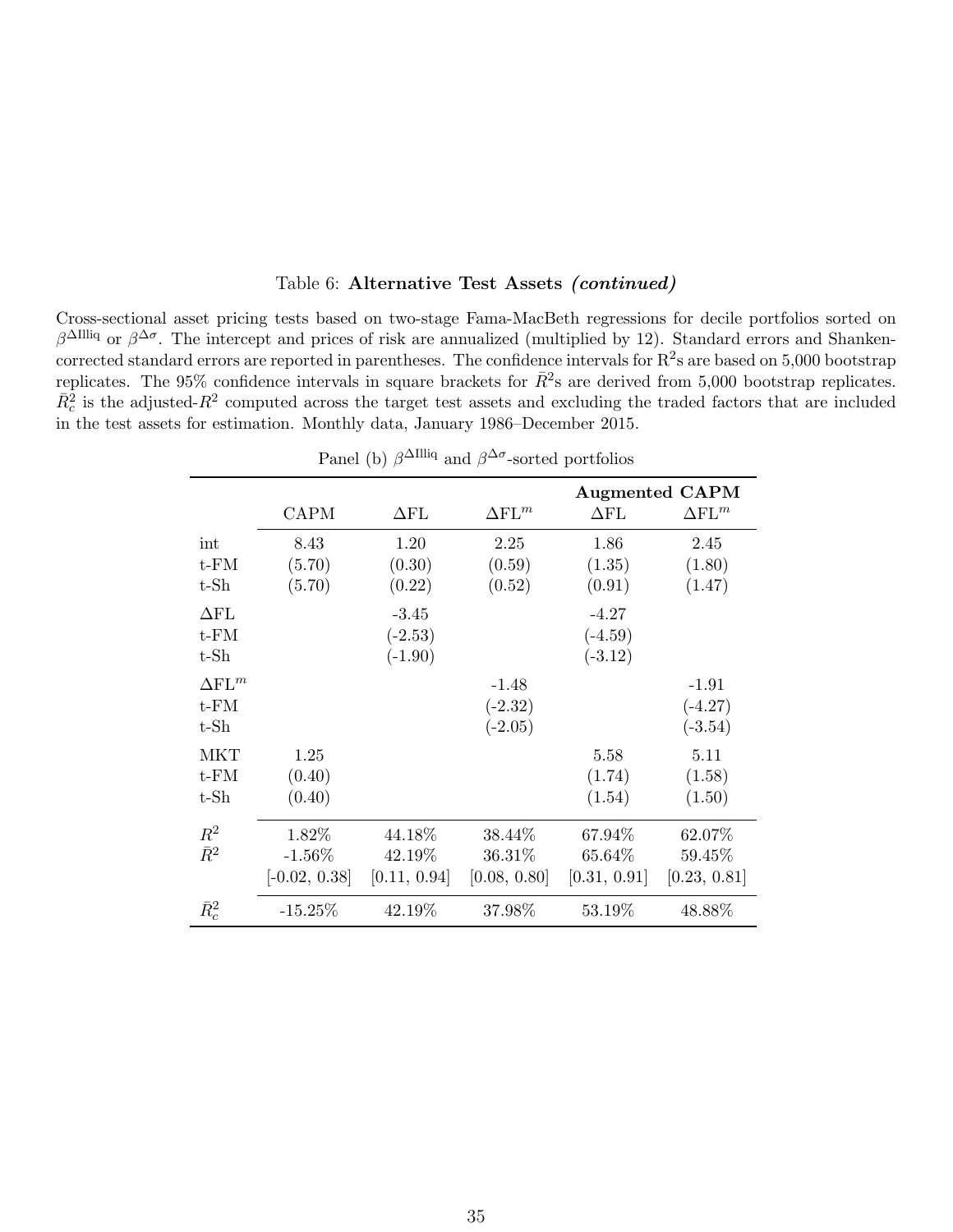Table 6: **Alternative Test Assets *(continued)***

Cross-sectional asset pricing tests based on two-stage Fama-MacBeth regressions for decile portfolios sorted on $\beta^{\Delta\text{Illiq}}$ or $\beta^{\Delta\sigma}$. The intercept and prices of risk are annualized (multiplied by 12). Standard errors and Shanken-corrected standard errors are reported in parentheses. The confidence intervals for $\text{R}^2$s are based on 5,000 bootstrap replicates. The 95% confidence intervals in square brackets for $\bar{R}^2$s are derived from 5,000 bootstrap replicates. $\bar{R}^2_c$ is the adjusted-$R^2$ computed across the target test assets and excluding the traded factors that are included in the test assets for estimation. Monthly data, January 1986–December 2015.

Panel (b) $\beta^{\Delta\text{Illiq}}$ and $\beta^{\Delta\sigma}$-sorted portfolios

| | | | | **Augmented CAPM** | |
|---|---|---|---|---|---|
| | CAPM | $\Delta$FL | $\Delta\text{FL}^m$ | $\Delta$FL | $\Delta\text{FL}^m$ |
| int | 8.43 | 1.20 | 2.25 | 1.86 | 2.45 |
| t-FM | (5.70) | (0.30) | (0.59) | (1.35) | (1.80) |
| t-Sh | (5.70) | (0.22) | (0.52) | (0.91) | (1.47) |
| $\Delta$FL | | -3.45 | | -4.27 | |
| t-FM | | (-2.53) | | (-4.59) | |
| t-Sh | | (-1.90) | | (-3.12) | |
| $\Delta\text{FL}^m$ | | | -1.48 | | -1.91 |
| t-FM | | | (-2.32) | | (-4.27) |
| t-Sh | | | (-2.05) | | (-3.54) |
| MKT | 1.25 | | | 5.58 | 5.11 |
| t-FM | (0.40) | | | (1.74) | (1.58) |
| t-Sh | (0.40) | | | (1.54) | (1.50) |
| $R^2$ | 1.82% | 44.18% | 38.44% | 67.94% | 62.07% |
| $\bar{R}^2$ | -1.56% | 42.19% | 36.31% | 65.64% | 59.45% |
| | [-0.02, 0.38] | [0.11, 0.94] | [0.08, 0.80] | [0.31, 0.91] | [0.23, 0.81] |
| $\bar{R}^2_c$ | -15.25% | 42.19% | 37.98% | 53.19% | 48.88% |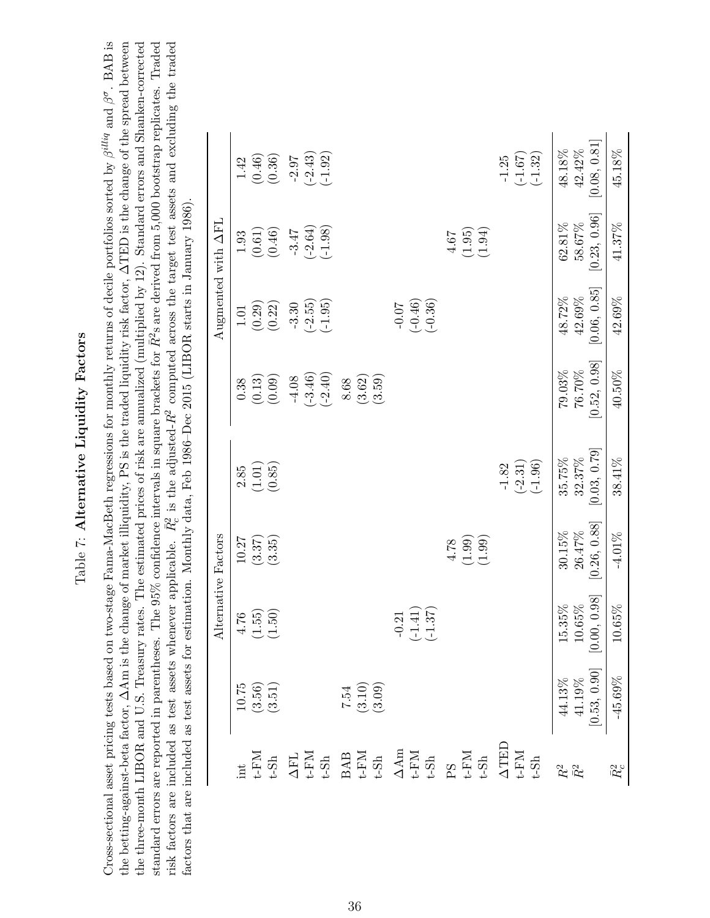Table 7: **Alternative Liquidity Factors**

Cross-sectional asset pricing tests based on two-stage Fama-MacBeth regressions for monthly returns of decile portfolios sorted by $\beta^{illiq}$ and $\beta^{\sigma}$. BAB is the betting-against-beta factor, $\Delta$Am is the change of market illiquidity, PS is the traded liquidity risk factor, $\Delta$TED is the change of the spread between the three-month LIBOR and U.S. Treasury rates. The estimated prices of risk are annualized (multiplied by 12). Standard errors and Shanken-corrected standard errors are reported in parentheses. The 95% confidence intervals in square brackets for $\bar{R}^2$s are derived from 5,000 bootstrap replicates. Traded risk factors are included as test assets whenever applicable. $\bar{R}^2_c$ is the adjusted-$R^2$ computed across the target test assets and excluding the traded factors that are included as test assets for estimation. Monthly data, Feb 1986–Dec 2015 (LIBOR starts in January 1986).

| | Alternative Factors | | | | Augmented with $\Delta$FL | | | |
|---|---|---|---|---|---|---|---|---|
| int | 10.75 | 4.76 | 10.27 | 2.85 | 0.38 | 1.01 | 1.93 | 1.42 |
| t-FM | (3.56) | (1.55) | (3.37) | (1.01) | (0.13) | (0.29) | (0.61) | (0.46) |
| t-Sh | (3.51) | (1.50) | (3.35) | (0.85) | (0.09) | (0.22) | (0.46) | (0.36) |
| $\Delta$FL | | | | | -4.08 | -3.30 | -3.47 | -2.97 |
| t-FM | | | | | (-3.46) | (-2.55) | (-2.64) | (-2.43) |
| t-Sh | | | | | (-2.40) | (-1.95) | (-1.98) | (-1.92) |
| BAB | 7.54 | | | | 8.68 | | | |
| t-FM | (3.10) | | | | (3.62) | | | |
| t-Sh | (3.09) | | | | (3.59) | | | |
| $\Delta$Am | | -0.21 | | | | -0.07 | | |
| t-FM | | (-1.41) | | | | (-0.46) | | |
| t-Sh | | (-1.37) | | | | (-0.36) | | |
| PS | | | 4.78 | | | | 4.67 | |
| t-FM | | | (1.99) | | | | (1.95) | |
| t-Sh | | | (1.99) | | | | (1.94) | |
| $\Delta$TED | | | | -1.82 | | | | -1.25 |
| t-FM | | | | (-2.31) | | | | (-1.67) |
| t-Sh | | | | (-1.96) | | | | (-1.32) |
| $R^2$ | 44.13% | 15.35% | 30.15% | 35.75% | 79.03% | 48.72% | 62.81% | 48.18% |
| $\bar{R}^2$ | 41.19% | 10.65% | 26.47% | 32.37% | 76.70% | 42.69% | 58.67% | 42.42% |
| | [0.53, 0.90] | [0.00, 0.98] | [0.26, 0.88] | [0.03, 0.79] | [0.52, 0.98] | [0.06, 0.85] | [0.23, 0.96] | [0.08, 0.81] |
| $\bar{R}^2_c$ | -45.69% | 10.65% | -4.01% | 38.41% | 40.50% | 42.69% | 41.37% | 45.18% |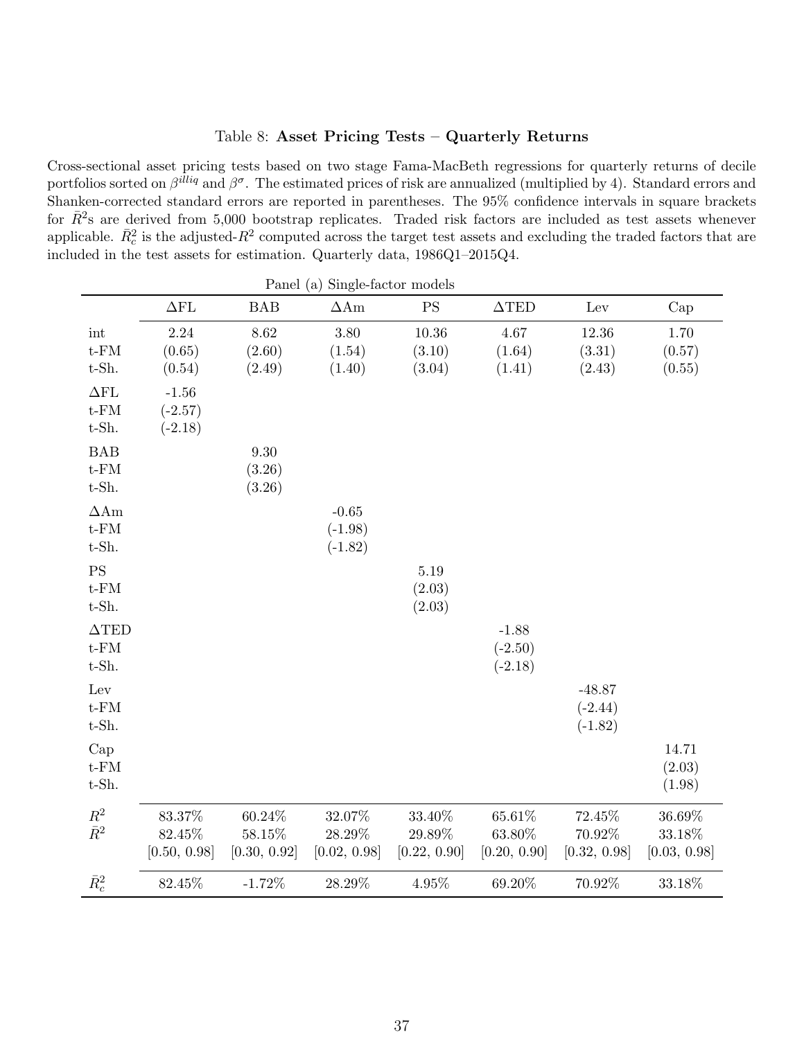Table 8: **Asset Pricing Tests – Quarterly Returns**

Cross-sectional asset pricing tests based on two stage Fama-MacBeth regressions for quarterly returns of decile portfolios sorted on $\beta^{illiq}$ and $\beta^{\sigma}$. The estimated prices of risk are annualized (multiplied by 4). Standard errors and Shanken-corrected standard errors are reported in parentheses. The 95% confidence intervals in square brackets for $\bar{R}^2$s are derived from 5,000 bootstrap replicates. Traded risk factors are included as test assets whenever applicable. $\bar{R}^2_c$ is the adjusted-$R^2$ computed across the target test assets and excluding the traded factors that are included in the test assets for estimation. Quarterly data, 1986Q1–2015Q4.

Panel (a) Single-factor models

| | $\Delta$FL | BAB | $\Delta$Am | PS | $\Delta$TED | Lev | Cap |
|---|---|---|---|---|---|---|---|
| int | 2.24 | 8.62 | 3.80 | 10.36 | 4.67 | 12.36 | 1.70 |
| t-FM | (0.65) | (2.60) | (1.54) | (3.10) | (1.64) | (3.31) | (0.57) |
| t-Sh. | (0.54) | (2.49) | (1.40) | (3.04) | (1.41) | (2.43) | (0.55) |
| $\Delta$FL | -1.56 | | | | | | |
| t-FM | (-2.57) | | | | | | |
| t-Sh. | (-2.18) | | | | | | |
| BAB | | 9.30 | | | | | |
| t-FM | | (3.26) | | | | | |
| t-Sh. | | (3.26) | | | | | |
| $\Delta$Am | | | -0.65 | | | | |
| t-FM | | | (-1.98) | | | | |
| t-Sh. | | | (-1.82) | | | | |
| PS | | | | 5.19 | | | |
| t-FM | | | | (2.03) | | | |
| t-Sh. | | | | (2.03) | | | |
| $\Delta$TED | | | | | -1.88 | | |
| t-FM | | | | | (-2.50) | | |
| t-Sh. | | | | | (-2.18) | | |
| Lev | | | | | | -48.87 | |
| t-FM | | | | | | (-2.44) | |
| t-Sh. | | | | | | (-1.82) | |
| Cap | | | | | | | 14.71 |
| t-FM | | | | | | | (2.03) |
| t-Sh. | | | | | | | (1.98) |
| $R^2$ | 83.37% | 60.24% | 32.07% | 33.40% | 65.61% | 72.45% | 36.69% |
| $\bar{R}^2$ | 82.45% | 58.15% | 28.29% | 29.89% | 63.80% | 70.92% | 33.18% |
| | [0.50, 0.98] | [0.30, 0.92] | [0.02, 0.98] | [0.22, 0.90] | [0.20, 0.90] | [0.32, 0.98] | [0.03, 0.98] |
| $\bar{R}^2_c$ | 82.45% | -1.72% | 28.29% | 4.95% | 69.20% | 70.92% | 33.18% |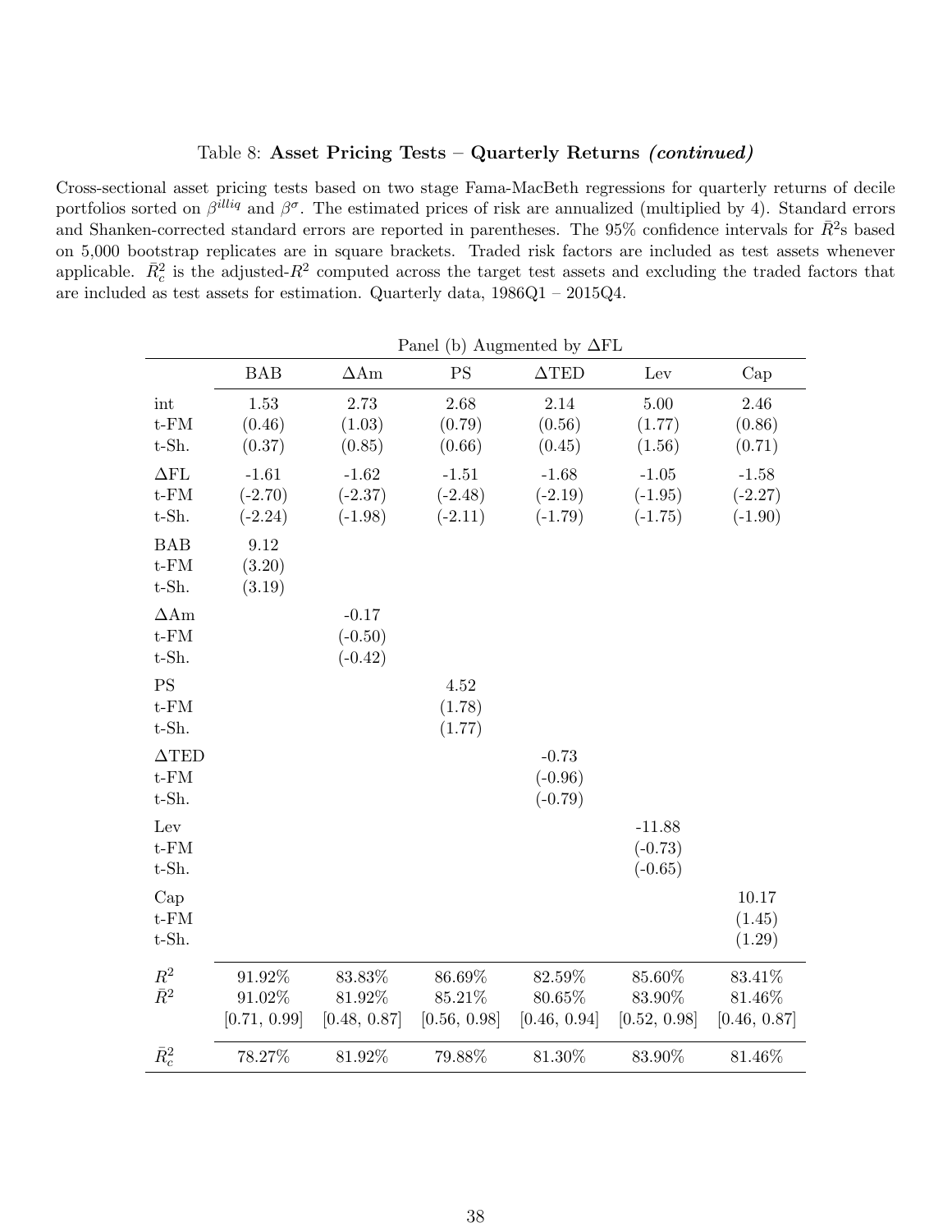Table 8: **Asset Pricing Tests – Quarterly Returns *(continued)***

Cross-sectional asset pricing tests based on two stage Fama-MacBeth regressions for quarterly returns of decile portfolios sorted on $\beta^{illiq}$ and $\beta^{\sigma}$. The estimated prices of risk are annualized (multiplied by 4). Standard errors and Shanken-corrected standard errors are reported in parentheses. The 95% confidence intervals for $\bar{R}^2$s based on 5,000 bootstrap replicates are in square brackets. Traded risk factors are included as test assets whenever applicable. $\bar{R}^2_c$ is the adjusted-$R^2$ computed across the target test assets and excluding the traded factors that are included as test assets for estimation. Quarterly data, 1986Q1 – 2015Q4.

| | Panel (b) Augmented by $\Delta$FL | | | | | |
|---|---|---|---|---|---|---|
| | BAB | $\Delta$Am | PS | $\Delta$TED | Lev | Cap |
| int | 1.53 | 2.73 | 2.68 | 2.14 | 5.00 | 2.46 |
| t-FM | (0.46) | (1.03) | (0.79) | (0.56) | (1.77) | (0.86) |
| t-Sh. | (0.37) | (0.85) | (0.66) | (0.45) | (1.56) | (0.71) |
| $\Delta$FL | -1.61 | -1.62 | -1.51 | -1.68 | -1.05 | -1.58 |
| t-FM | (-2.70) | (-2.37) | (-2.48) | (-2.19) | (-1.95) | (-2.27) |
| t-Sh. | (-2.24) | (-1.98) | (-2.11) | (-1.79) | (-1.75) | (-1.90) |
| BAB | 9.12 | | | | | |
| t-FM | (3.20) | | | | | |
| t-Sh. | (3.19) | | | | | |
| $\Delta$Am | | -0.17 | | | | |
| t-FM | | (-0.50) | | | | |
| t-Sh. | | (-0.42) | | | | |
| PS | | | 4.52 | | | |
| t-FM | | | (1.78) | | | |
| t-Sh. | | | (1.77) | | | |
| $\Delta$TED | | | | -0.73 | | |
| t-FM | | | | (-0.96) | | |
| t-Sh. | | | | (-0.79) | | |
| Lev | | | | | -11.88 | |
| t-FM | | | | | (-0.73) | |
| t-Sh. | | | | | (-0.65) | |
| Cap | | | | | | 10.17 |
| t-FM | | | | | | (1.45) |
| t-Sh. | | | | | | (1.29) |
| $R^2$ | 91.92% | 83.83% | 86.69% | 82.59% | 85.60% | 83.41% |
| $\bar{R}^2$ | 91.02% | 81.92% | 85.21% | 80.65% | 83.90% | 81.46% |
| | [0.71, 0.99] | [0.48, 0.87] | [0.56, 0.98] | [0.46, 0.94] | [0.52, 0.98] | [0.46, 0.87] |
| $\bar{R}^2_c$ | 78.27% | 81.92% | 79.88% | 81.30% | 83.90% | 81.46% |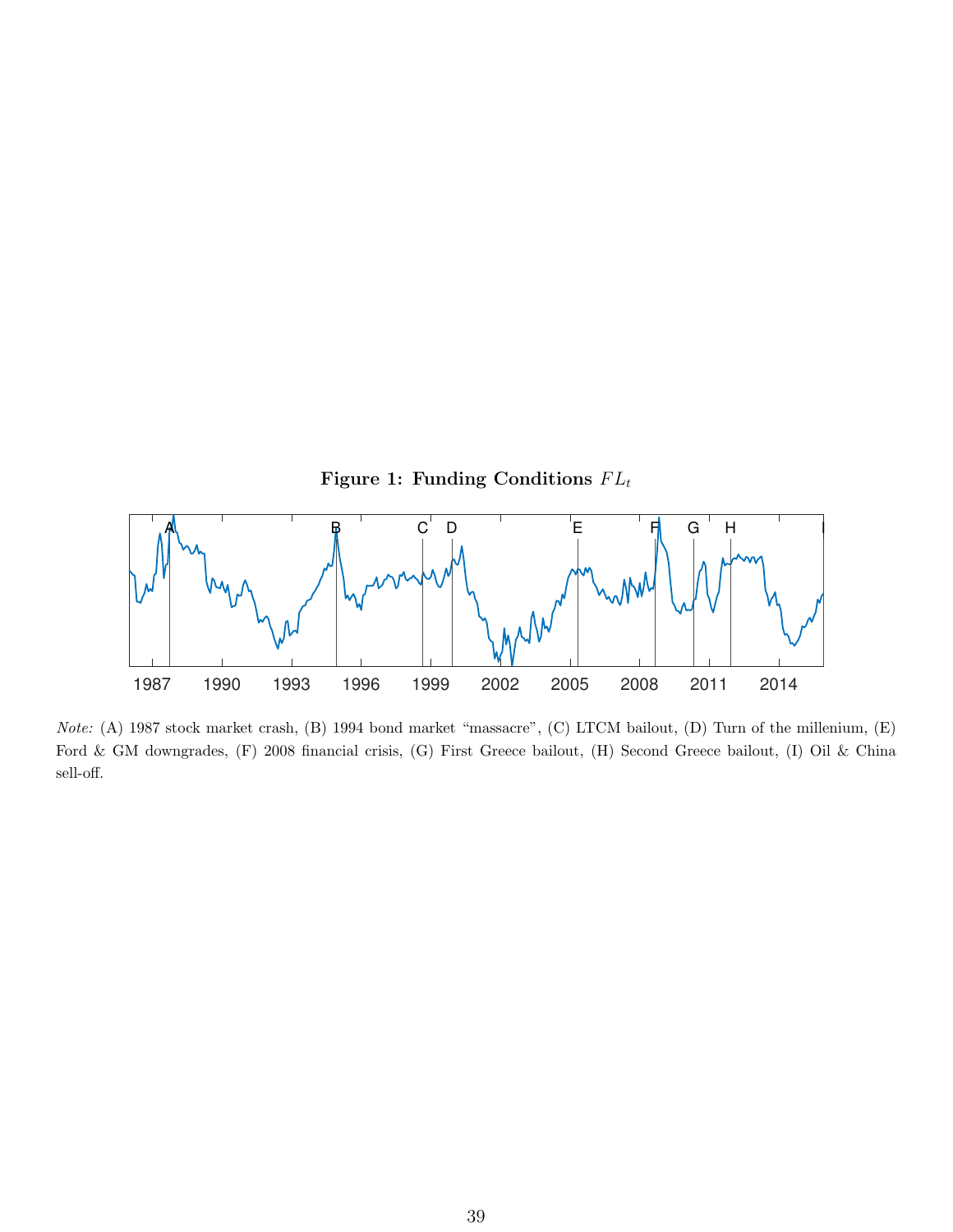**Figure 1: Funding Conditions $FL_t$**

A B C D E F G H I

1987 1990 1993 1996 1999 2002 2005 2008 2011 2014

*Note:* (A) 1987 stock market crash, (B) 1994 bond market "massacre", (C) LTCM bailout, (D) Turn of the millenium, (E) Ford & GM downgrades, (F) 2008 financial crisis, (G) First Greece bailout, (H) Second Greece bailout, (I) Oil & China sell-off.